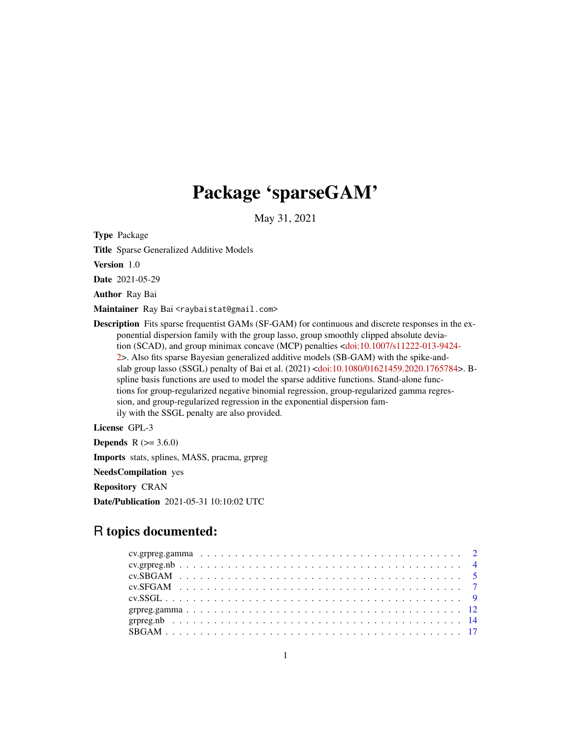# Package 'sparseGAM'

May 31, 2021

**Type** Package

**Title** Sparse Generalized Additive Models

**Version** 1.0

**Date** 2021-05-29

**Author** Ray Bai

**Maintainer** Ray Bai <raybaistat@gmail.com>

**Description** Fits sparse frequentist GAMs (SF-GAM) for continuous and discrete responses in the exponential dispersion family with the group lasso, group smoothly clipped absolute deviation (SCAD), and group minimax concave (MCP) penalties <doi:10.1007/s11222-013-9424-2>. Also fits sparse Bayesian generalized additive models (SB-GAM) with the spike-and-slab group lasso (SSGL) penalty of Bai et al. (2021) <doi:10.1080/01621459.2020.1765784>. B-spline basis functions are used to model the sparse additive functions. Stand-alone functions for group-regularized negative binomial regression, group-regularized gamma regression, and group-regularized regression in the exponential dispersion family with the SSGL penalty are also provided.

**License** GPL-3

**Depends** R (>= 3.6.0)

**Imports** stats, splines, MASS, pracma, grpreg

**NeedsCompilation** yes

**Repository** CRAN

**Date/Publication** 2021-05-31 10:10:02 UTC

## R topics documented:

- cv.grpreg.gamma . . . . . . . . . . . . . . . . . . . . . . . . . . . . . . . . . . . 2
- cv.grpreg.nb . . . . . . . . . . . . . . . . . . . . . . . . . . . . . . . . . . . . . 4
- cv.SBGAM . . . . . . . . . . . . . . . . . . . . . . . . . . . . . . . . . . . . . . 5
- cv.SFGAM . . . . . . . . . . . . . . . . . . . . . . . . . . . . . . . . . . . . . . 7
- cv.SSGL . . . . . . . . . . . . . . . . . . . . . . . . . . . . . . . . . . . . . . . 9
- grpreg.gamma . . . . . . . . . . . . . . . . . . . . . . . . . . . . . . . . . . . . 12
- grpreg.nb . . . . . . . . . . . . . . . . . . . . . . . . . . . . . . . . . . . . . . 14
- SBGAM . . . . . . . . . . . . . . . . . . . . . . . . . . . . . . . . . . . . . . . 17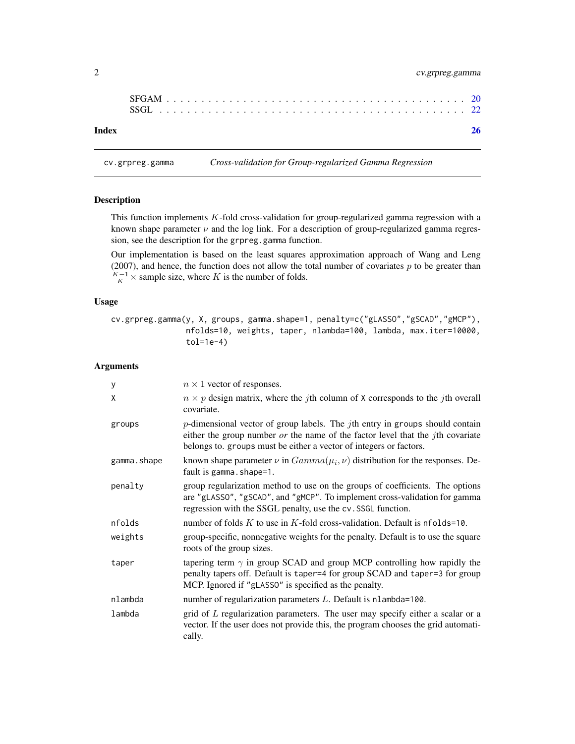SFGAM . . . . . . . . . . . . . . . . . . . . . . . . . . . . . . . . . . . . . . . . . 20
SSGL . . . . . . . . . . . . . . . . . . . . . . . . . . . . . . . . . . . . . . . . . . 22

**Index** **26**

---

`cv.grpreg.gamma` *Cross-validation for Group-regularized Gamma Regression*

---

## Description

This function implements $K$-fold cross-validation for group-regularized gamma regression with a known shape parameter $\nu$ and the log link. For a description of group-regularized gamma regression, see the description for the `grpreg.gamma` function.

Our implementation is based on the least squares approximation approach of Wang and Leng (2007), and hence, the function does not allow the total number of covariates $p$ to be greater than $\frac{K-1}{K} \times$ sample size, where $K$ is the number of folds.

## Usage

```
cv.grpreg.gamma(y, X, groups, gamma.shape=1, penalty=c("gLASSO","gSCAD","gMCP"),
                nfolds=10, weights, taper, nlambda=100, lambda, max.iter=10000,
                tol=1e-4)
```

## Arguments

| | |
|---|---|
| `y` | $n \times 1$ vector of responses. |
| `X` | $n \times p$ design matrix, where the $j$th column of `X` corresponds to the $j$th overall covariate. |
| `groups` | $p$-dimensional vector of group labels. The $j$th entry in `groups` should contain either the group number *or* the name of the factor level that the $j$th covariate belongs to. `groups` must be either a vector of integers or factors. |
| `gamma.shape` | known shape parameter $\nu$ in $Gamma(\mu_i, \nu)$ distribution for the responses. Default is `gamma.shape=1`. |
| `penalty` | group regularization method to use on the groups of coefficients. The options are `"gLASSO"`, `"gSCAD"`, and `"gMCP"`. To implement cross-validation for gamma regression with the SSGL penalty, use the `cv.SSGL` function. |
| `nfolds` | number of folds $K$ to use in $K$-fold cross-validation. Default is `nfolds=10`. |
| `weights` | group-specific, nonnegative weights for the penalty. Default is to use the square roots of the group sizes. |
| `taper` | tapering term $\gamma$ in group SCAD and group MCP controlling how rapidly the penalty tapers off. Default is `taper=4` for group SCAD and `taper=3` for group MCP. Ignored if `"gLASSO"` is specified as the penalty. |
| `nlambda` | number of regularization parameters $L$. Default is `nlambda=100`. |
| `lambda` | grid of $L$ regularization parameters. The user may specify either a scalar or a vector. If the user does not provide this, the program chooses the grid automatically. |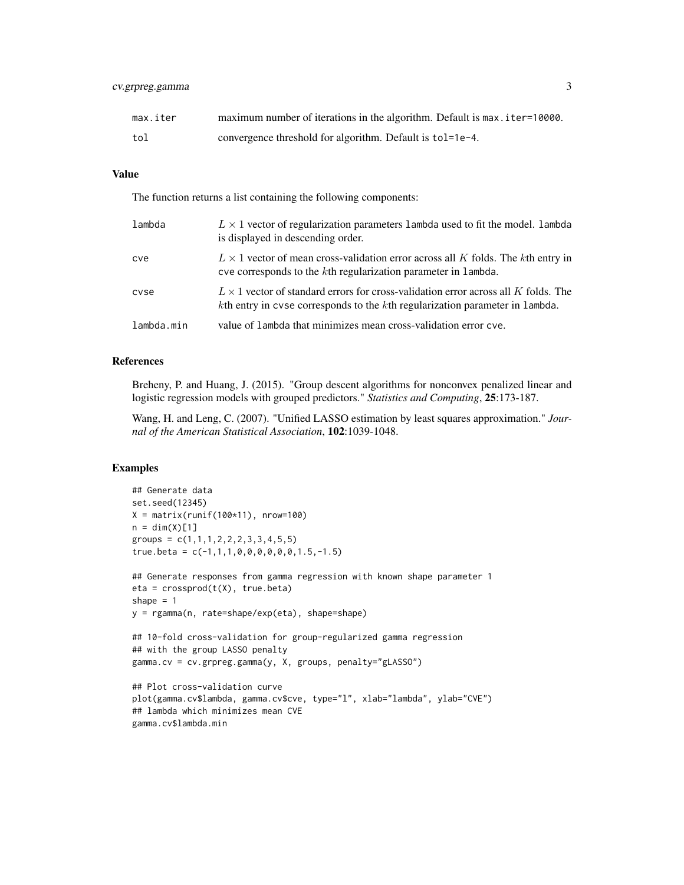| | |
|---|---|
| max.iter | maximum number of iterations in the algorithm. Default is max.iter=10000. |
| tol | convergence threshold for algorithm. Default is tol=1e-4. |

## Value

The function returns a list containing the following components:

| | |
|---|---|
| lambda | $L \times 1$ vector of regularization parameters lambda used to fit the model. lambda is displayed in descending order. |
| cve | $L \times 1$ vector of mean cross-validation error across all $K$ folds. The $k$th entry in cve corresponds to the $k$th regularization parameter in lambda. |
| cvse | $L \times 1$ vector of standard errors for cross-validation error across all $K$ folds. The $k$th entry in cvse corresponds to the $k$th regularization parameter in lambda. |
| lambda.min | value of lambda that minimizes mean cross-validation error cve. |

## References

Breheny, P. and Huang, J. (2015). "Group descent algorithms for nonconvex penalized linear and logistic regression models with grouped predictors." *Statistics and Computing*, **25**:173-187.

Wang, H. and Leng, C. (2007). "Unified LASSO estimation by least squares approximation." *Journal of the American Statistical Association*, **102**:1039-1048.

## Examples

```
## Generate data
set.seed(12345)
X = matrix(runif(100*11), nrow=100)
n = dim(X)[1]
groups = c(1,1,1,2,2,2,3,3,4,5,5)
true.beta = c(-1,1,1,0,0,0,0,0,0,1.5,-1.5)

## Generate responses from gamma regression with known shape parameter 1
eta = crossprod(t(X), true.beta)
shape = 1
y = rgamma(n, rate=shape/exp(eta), shape=shape)

## 10-fold cross-validation for group-regularized gamma regression
## with the group LASSO penalty
gamma.cv = cv.grpreg.gamma(y, X, groups, penalty="gLASSO")

## Plot cross-validation curve
plot(gamma.cv$lambda, gamma.cv$cve, type="l", xlab="lambda", ylab="CVE")
## lambda which minimizes mean CVE
gamma.cv$lambda.min
```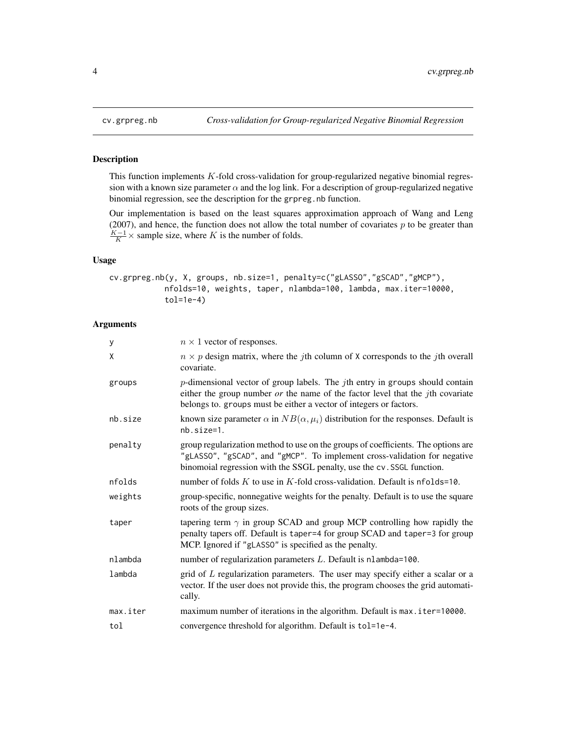## cv.grpreg.nb — *Cross-validation for Group-regularized Negative Binomial Regression*

### Description

This function implements $K$-fold cross-validation for group-regularized negative binomial regression with a known size parameter $\alpha$ and the log link. For a description of group-regularized negative binomial regression, see the description for the `grpreg.nb` function.

Our implementation is based on the least squares approximation approach of Wang and Leng (2007), and hence, the function does not allow the total number of covariates $p$ to be greater than $\frac{K-1}{K} \times$ sample size, where $K$ is the number of folds.

### Usage

```
cv.grpreg.nb(y, X, groups, nb.size=1, penalty=c("gLASSO","gSCAD","gMCP"),
             nfolds=10, weights, taper, nlambda=100, lambda, max.iter=10000,
             tol=1e-4)
```

### Arguments

| | |
|---|---|
| `y` | $n \times 1$ vector of responses. |
| `X` | $n \times p$ design matrix, where the $j$th column of `X` corresponds to the $j$th overall covariate. |
| `groups` | $p$-dimensional vector of group labels. The $j$th entry in `groups` should contain either the group number *or* the name of the factor level that the $j$th covariate belongs to. `groups` must be either a vector of integers or factors. |
| `nb.size` | known size parameter $\alpha$ in $NB(\alpha, \mu_i)$ distribution for the responses. Default is `nb.size=1`. |
| `penalty` | group regularization method to use on the groups of coefficients. The options are `"gLASSO"`, `"gSCAD"`, and `"gMCP"`. To implement cross-validation for negative binomoial regression with the SSGL penalty, use the `cv.SSGL` function. |
| `nfolds` | number of folds $K$ to use in $K$-fold cross-validation. Default is `nfolds=10`. |
| `weights` | group-specific, nonnegative weights for the penalty. Default is to use the square roots of the group sizes. |
| `taper` | tapering term $\gamma$ in group SCAD and group MCP controlling how rapidly the penalty tapers off. Default is `taper=4` for group SCAD and `taper=3` for group MCP. Ignored if `"gLASSO"` is specified as the penalty. |
| `nlambda` | number of regularization parameters $L$. Default is `nlambda=100`. |
| `lambda` | grid of $L$ regularization parameters. The user may specify either a scalar or a vector. If the user does not provide this, the program chooses the grid automatically. |
| `max.iter` | maximum number of iterations in the algorithm. Default is `max.iter=10000`. |
| `tol` | convergence threshold for algorithm. Default is `tol=1e-4`. |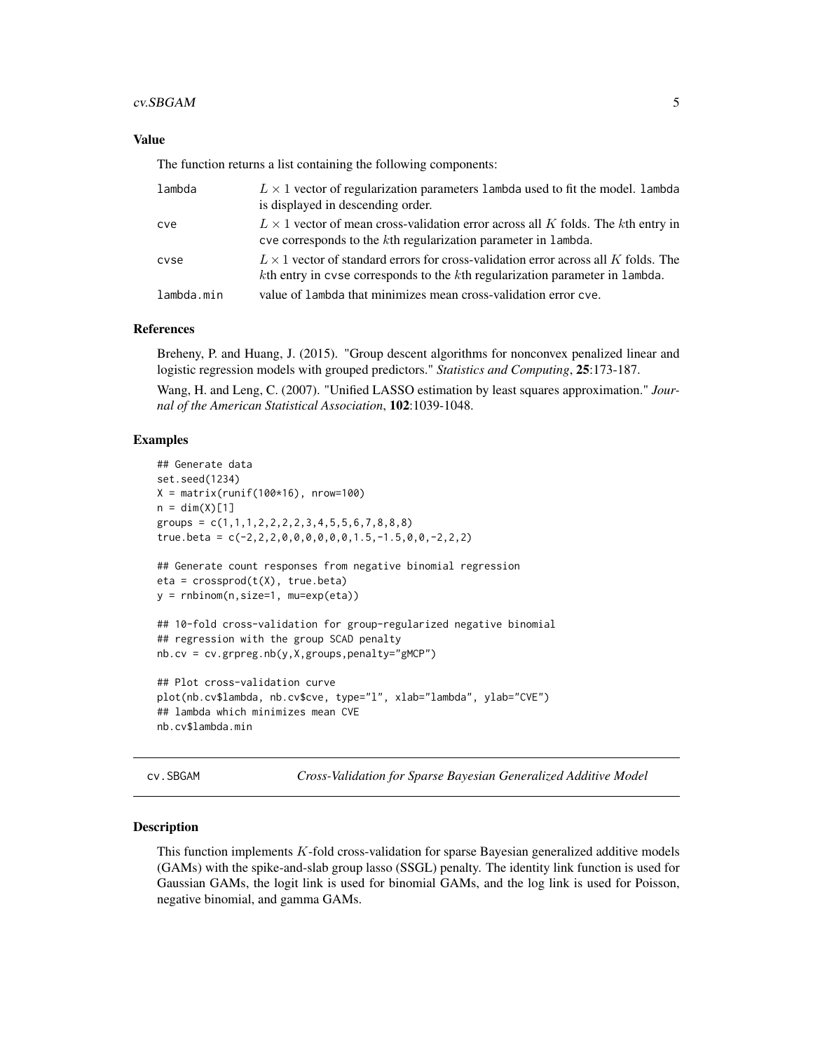### Value

The function returns a list containing the following components:

| | |
|---|---|
| `lambda` | $L \times 1$ vector of regularization parameters `lambda` used to fit the model. `lambda` is displayed in descending order. |
| `cve` | $L \times 1$ vector of mean cross-validation error across all $K$ folds. The $k$th entry in `cve` corresponds to the $k$th regularization parameter in `lambda`. |
| `cvse` | $L \times 1$ vector of standard errors for cross-validation error across all $K$ folds. The $k$th entry in `cvse` corresponds to the $k$th regularization parameter in `lambda`. |
| `lambda.min` | value of `lambda` that minimizes mean cross-validation error `cve`. |

### References

Breheny, P. and Huang, J. (2015). "Group descent algorithms for nonconvex penalized linear and logistic regression models with grouped predictors." *Statistics and Computing*, **25**:173-187.

Wang, H. and Leng, C. (2007). "Unified LASSO estimation by least squares approximation." *Journal of the American Statistical Association*, **102**:1039-1048.

### Examples

```
## Generate data
set.seed(1234)
X = matrix(runif(100*16), nrow=100)
n = dim(X)[1]
groups = c(1,1,1,2,2,2,2,3,4,5,5,6,7,8,8,8)
true.beta = c(-2,2,2,0,0,0,0,0,0,1.5,-1.5,0,0,-2,2,2)

## Generate count responses from negative binomial regression
eta = crossprod(t(X), true.beta)
y = rnbinom(n,size=1, mu=exp(eta))

## 10-fold cross-validation for group-regularized negative binomial
## regression with the group SCAD penalty
nb.cv = cv.grpreg.nb(y,X,groups,penalty="gMCP")

## Plot cross-validation curve
plot(nb.cv$lambda, nb.cv$cve, type="l", xlab="lambda", ylab="CVE")
## lambda which minimizes mean CVE
nb.cv$lambda.min
```

---

## cv.SBGAM *Cross-Validation for Sparse Bayesian Generalized Additive Model*

### Description

This function implements $K$-fold cross-validation for sparse Bayesian generalized additive models (GAMs) with the spike-and-slab group lasso (SSGL) penalty. The identity link function is used for Gaussian GAMs, the logit link is used for binomial GAMs, and the log link is used for Poisson, negative binomial, and gamma GAMs.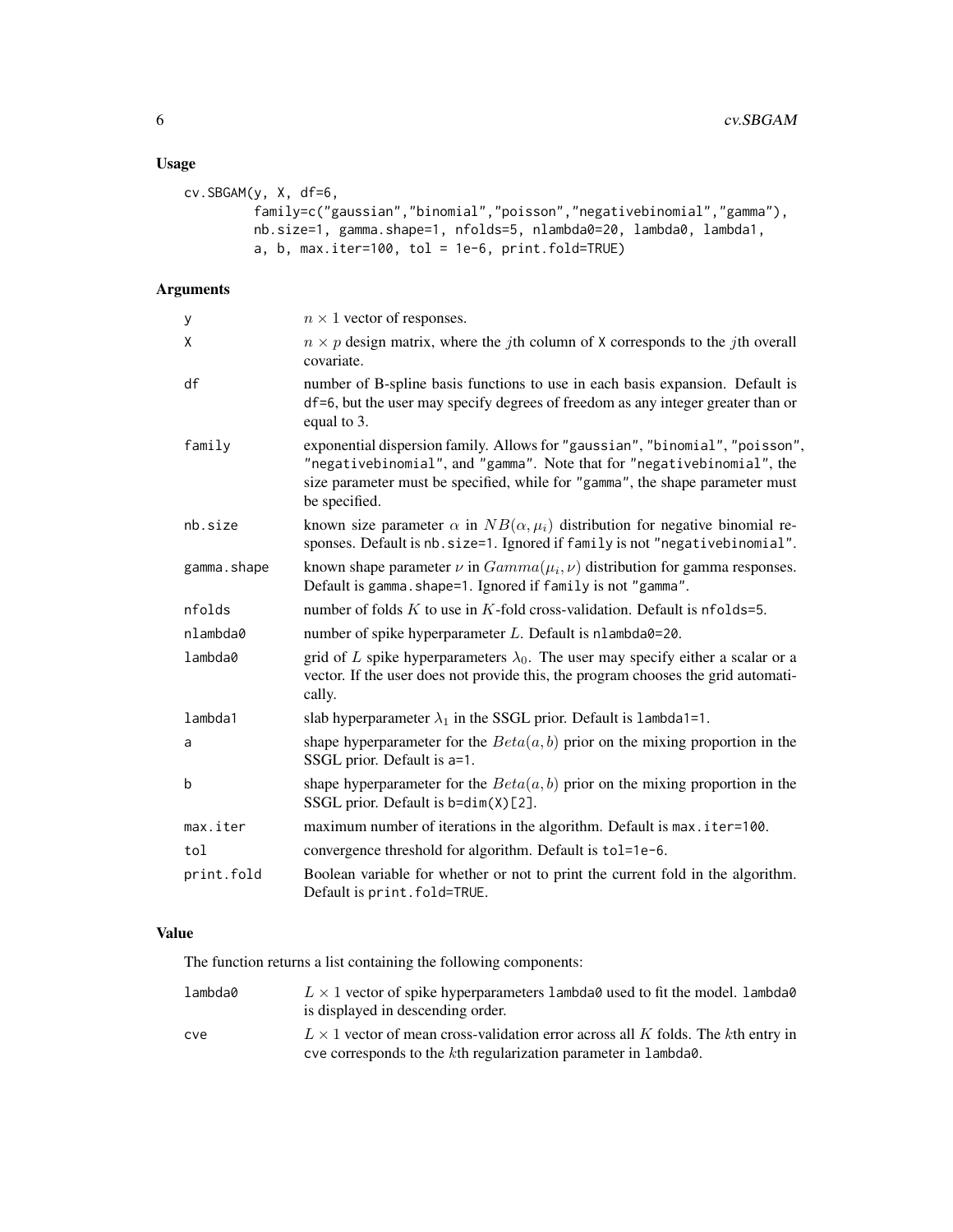## Usage

```
cv.SBGAM(y, X, df=6,
         family=c("gaussian","binomial","poisson","negativebinomial","gamma"),
         nb.size=1, gamma.shape=1, nfolds=5, nlambda0=20, lambda0, lambda1,
         a, b, max.iter=100, tol = 1e-6, print.fold=TRUE)
```

## Arguments

| | |
|---|---|
| y | $n \times 1$ vector of responses. |
| X | $n \times p$ design matrix, where the $j$th column of X corresponds to the $j$th overall covariate. |
| df | number of B-spline basis functions to use in each basis expansion. Default is df=6, but the user may specify degrees of freedom as any integer greater than or equal to 3. |
| family | exponential dispersion family. Allows for "gaussian", "binomial", "poisson", "negativebinomial", and "gamma". Note that for "negativebinomial", the size parameter must be specified, while for "gamma", the shape parameter must be specified. |
| nb.size | known size parameter $\alpha$ in $NB(\alpha, \mu_i)$ distribution for negative binomial responses. Default is nb.size=1. Ignored if family is not "negativebinomial". |
| gamma.shape | known shape parameter $\nu$ in $Gamma(\mu_i, \nu)$ distribution for gamma responses. Default is gamma.shape=1. Ignored if family is not "gamma". |
| nfolds | number of folds $K$ to use in $K$-fold cross-validation. Default is nfolds=5. |
| nlambda0 | number of spike hyperparameter $L$. Default is nlambda0=20. |
| lambda0 | grid of $L$ spike hyperparameters $\lambda_0$. The user may specify either a scalar or a vector. If the user does not provide this, the program chooses the grid automatically. |
| lambda1 | slab hyperparameter $\lambda_1$ in the SSGL prior. Default is lambda1=1. |
| a | shape hyperparameter for the $Beta(a, b)$ prior on the mixing proportion in the SSGL prior. Default is a=1. |
| b | shape hyperparameter for the $Beta(a, b)$ prior on the mixing proportion in the SSGL prior. Default is b=dim(X)[2]. |
| max.iter | maximum number of iterations in the algorithm. Default is max.iter=100. |
| tol | convergence threshold for algorithm. Default is tol=1e-6. |
| print.fold | Boolean variable for whether or not to print the current fold in the algorithm. Default is print.fold=TRUE. |

## Value

The function returns a list containing the following components:

| | |
|---|---|
| lambda0 | $L \times 1$ vector of spike hyperparameters lambda0 used to fit the model. lambda0 is displayed in descending order. |
| cve | $L \times 1$ vector of mean cross-validation error across all $K$ folds. The $k$th entry in cve corresponds to the $k$th regularization parameter in lambda0. |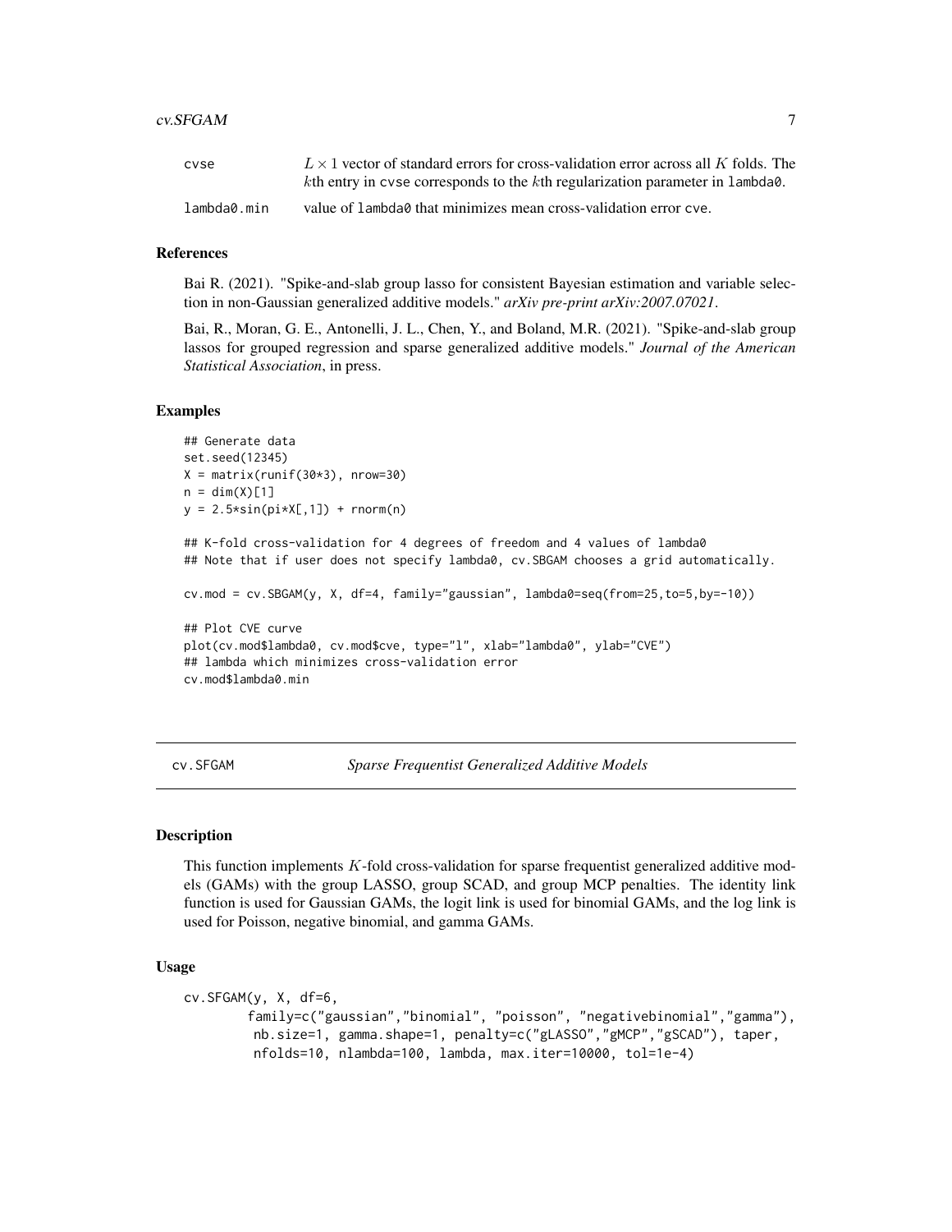| | |
|---|---|
| cvse | $L \times 1$ vector of standard errors for cross-validation error across all $K$ folds. The $k$th entry in cvse corresponds to the $k$th regularization parameter in lambda0. |
| lambda0.min | value of lambda0 that minimizes mean cross-validation error cve. |

### References

Bai R. (2021). "Spike-and-slab group lasso for consistent Bayesian estimation and variable selection in non-Gaussian generalized additive models." *arXiv pre-print arXiv:2007.07021*.

Bai, R., Moran, G. E., Antonelli, J. L., Chen, Y., and Boland, M.R. (2021). "Spike-and-slab group lassos for grouped regression and sparse generalized additive models." *Journal of the American Statistical Association*, in press.

### Examples

```
## Generate data
set.seed(12345)
X = matrix(runif(30*3), nrow=30)
n = dim(X)[1]
y = 2.5*sin(pi*X[,1]) + rnorm(n)

## K-fold cross-validation for 4 degrees of freedom and 4 values of lambda0
## Note that if user does not specify lambda0, cv.SBGAM chooses a grid automatically.

cv.mod = cv.SBGAM(y, X, df=4, family="gaussian", lambda0=seq(from=25,to=5,by=-10))

## Plot CVE curve
plot(cv.mod$lambda0, cv.mod$cve, type="l", xlab="lambda0", ylab="CVE")
## lambda which minimizes cross-validation error
cv.mod$lambda0.min
```

---

## cv.SFGAM — *Sparse Frequentist Generalized Additive Models*

### Description

This function implements $K$-fold cross-validation for sparse frequentist generalized additive models (GAMs) with the group LASSO, group SCAD, and group MCP penalties. The identity link function is used for Gaussian GAMs, the logit link is used for binomial GAMs, and the log link is used for Poisson, negative binomial, and gamma GAMs.

### Usage

```
cv.SFGAM(y, X, df=6,
        family=c("gaussian","binomial", "poisson", "negativebinomial","gamma"),
         nb.size=1, gamma.shape=1, penalty=c("gLASSO","gMCP","gSCAD"), taper,
         nfolds=10, nlambda=100, lambda, max.iter=10000, tol=1e-4)
```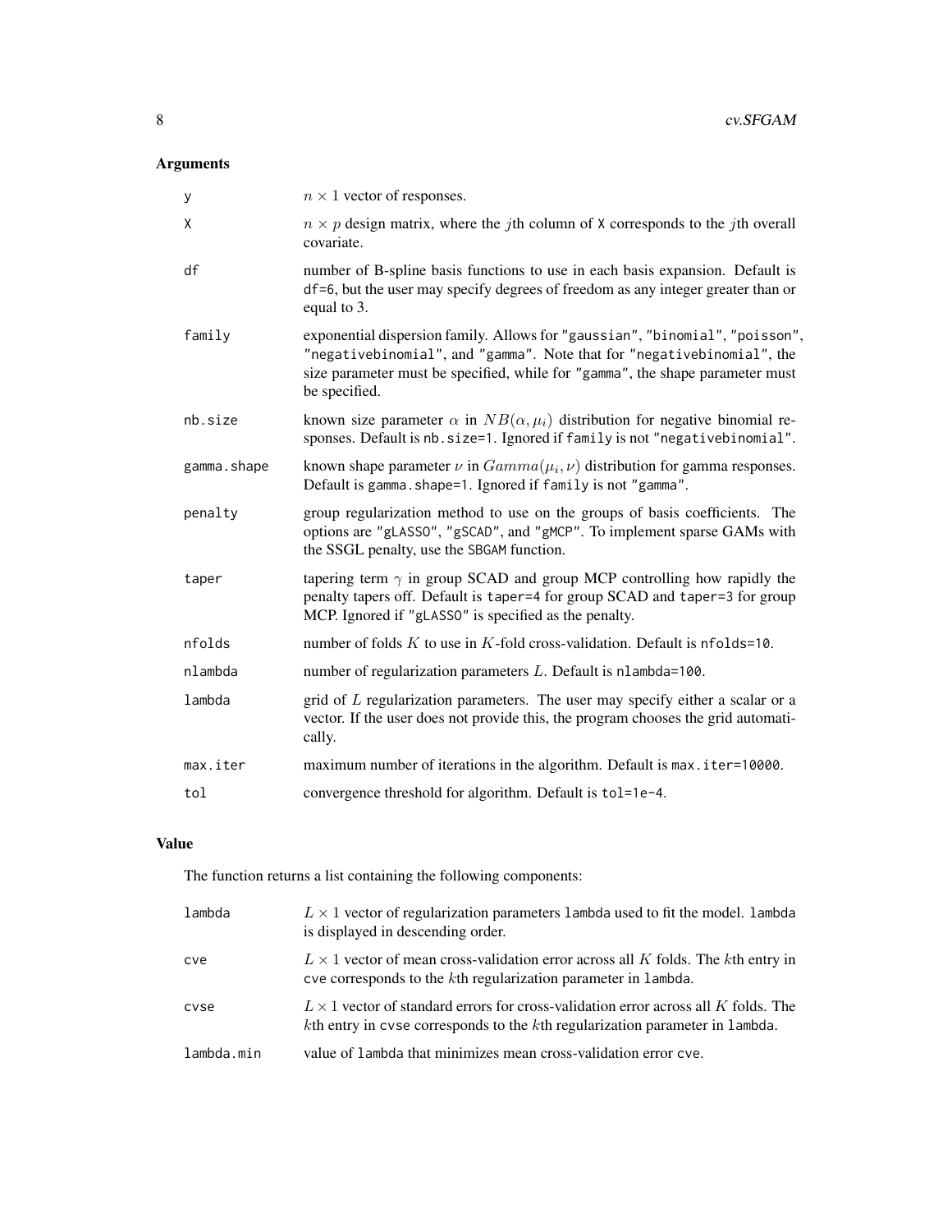## Arguments

| | |
|---|---|
| y | $n \times 1$ vector of responses. |
| X | $n \times p$ design matrix, where the $j$th column of X corresponds to the $j$th overall covariate. |
| df | number of B-spline basis functions to use in each basis expansion. Default is df=6, but the user may specify degrees of freedom as any integer greater than or equal to 3. |
| family | exponential dispersion family. Allows for "gaussian", "binomial", "poisson", "negativebinomial", and "gamma". Note that for "negativebinomial", the size parameter must be specified, while for "gamma", the shape parameter must be specified. |
| nb.size | known size parameter $\alpha$ in $NB(\alpha, \mu_i)$ distribution for negative binomial responses. Default is nb.size=1. Ignored if family is not "negativebinomial". |
| gamma.shape | known shape parameter $\nu$ in $Gamma(\mu_i, \nu)$ distribution for gamma responses. Default is gamma.shape=1. Ignored if family is not "gamma". |
| penalty | group regularization method to use on the groups of basis coefficients. The options are "gLASSO", "gSCAD", and "gMCP". To implement sparse GAMs with the SSGL penalty, use the SBGAM function. |
| taper | tapering term $\gamma$ in group SCAD and group MCP controlling how rapidly the penalty tapers off. Default is taper=4 for group SCAD and taper=3 for group MCP. Ignored if "gLASSO" is specified as the penalty. |
| nfolds | number of folds $K$ to use in $K$-fold cross-validation. Default is nfolds=10. |
| nlambda | number of regularization parameters $L$. Default is nlambda=100. |
| lambda | grid of $L$ regularization parameters. The user may specify either a scalar or a vector. If the user does not provide this, the program chooses the grid automatically. |
| max.iter | maximum number of iterations in the algorithm. Default is max.iter=10000. |
| tol | convergence threshold for algorithm. Default is tol=1e-4. |

## Value

The function returns a list containing the following components:

| | |
|---|---|
| lambda | $L \times 1$ vector of regularization parameters lambda used to fit the model. lambda is displayed in descending order. |
| cve | $L \times 1$ vector of mean cross-validation error across all $K$ folds. The $k$th entry in cve corresponds to the $k$th regularization parameter in lambda. |
| cvse | $L \times 1$ vector of standard errors for cross-validation error across all $K$ folds. The $k$th entry in cvse corresponds to the $k$th regularization parameter in lambda. |
| lambda.min | value of lambda that minimizes mean cross-validation error cve. |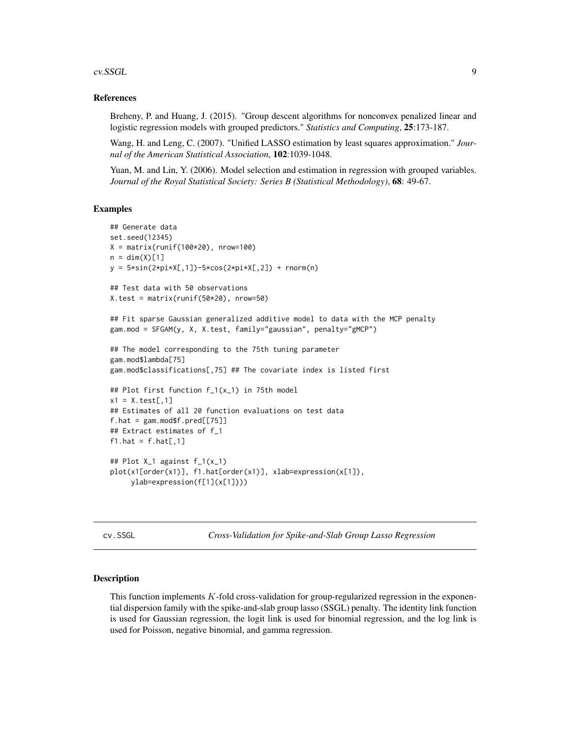## References

Breheny, P. and Huang, J. (2015). "Group descent algorithms for nonconvex penalized linear and logistic regression models with grouped predictors." *Statistics and Computing*, **25**:173-187.

Wang, H. and Leng, C. (2007). "Unified LASSO estimation by least squares approximation." *Journal of the American Statistical Association*, **102**:1039-1048.

Yuan, M. and Lin, Y. (2006). Model selection and estimation in regression with grouped variables. *Journal of the Royal Statistical Society: Series B (Statistical Methodology)*, **68**: 49-67.

## Examples

```
## Generate data
set.seed(12345)
X = matrix(runif(100*20), nrow=100)
n = dim(X)[1]
y = 5*sin(2*pi*X[,1])-5*cos(2*pi*X[,2]) + rnorm(n)

## Test data with 50 observations
X.test = matrix(runif(50*20), nrow=50)

## Fit sparse Gaussian generalized additive model to data with the MCP penalty
gam.mod = SFGAM(y, X, X.test, family="gaussian", penalty="gMCP")

## The model corresponding to the 75th tuning parameter
gam.mod$lambda[75]
gam.mod$classifications[,75] ## The covariate index is listed first

## Plot first function f_1(x_1) in 75th model
x1 = X.test[,1]
## Estimates of all 20 function evaluations on test data
f.hat = gam.mod$f.pred[[75]]
## Extract estimates of f_1
f1.hat = f.hat[,1]

## Plot X_1 against f_1(x_1)
plot(x1[order(x1)], f1.hat[order(x1)], xlab=expression(x[1]),
     ylab=expression(f[1](x[1])))
```

# cv.SSGL    *Cross-Validation for Spike-and-Slab Group Lasso Regression*

## Description

This function implements $K$-fold cross-validation for group-regularized regression in the exponential dispersion family with the spike-and-slab group lasso (SSGL) penalty. The identity link function is used for Gaussian regression, the logit link is used for binomial regression, and the log link is used for Poisson, negative binomial, and gamma regression.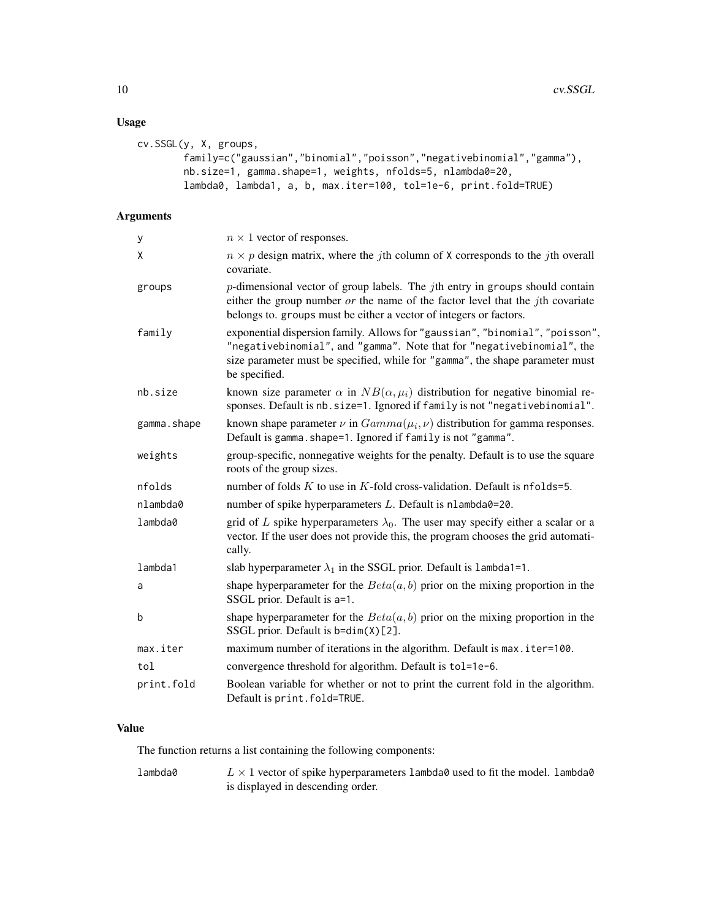## Usage

```
cv.SSGL(y, X, groups,
        family=c("gaussian","binomial","poisson","negativebinomial","gamma"),
        nb.size=1, gamma.shape=1, weights, nfolds=5, nlambda0=20,
        lambda0, lambda1, a, b, max.iter=100, tol=1e-6, print.fold=TRUE)
```

## Arguments

| | |
|---|---|
| y | $n \times 1$ vector of responses. |
| X | $n \times p$ design matrix, where the $j$th column of X corresponds to the $j$th overall covariate. |
| groups | $p$-dimensional vector of group labels. The $j$th entry in groups should contain either the group number *or* the name of the factor level that the $j$th covariate belongs to. groups must be either a vector of integers or factors. |
| family | exponential dispersion family. Allows for "gaussian", "binomial", "poisson", "negativebinomial", and "gamma". Note that for "negativebinomial", the size parameter must be specified, while for "gamma", the shape parameter must be specified. |
| nb.size | known size parameter $\alpha$ in $NB(\alpha, \mu_i)$ distribution for negative binomial responses. Default is nb.size=1. Ignored if family is not "negativebinomial". |
| gamma.shape | known shape parameter $\nu$ in $Gamma(\mu_i, \nu)$ distribution for gamma responses. Default is gamma.shape=1. Ignored if family is not "gamma". |
| weights | group-specific, nonnegative weights for the penalty. Default is to use the square roots of the group sizes. |
| nfolds | number of folds $K$ to use in $K$-fold cross-validation. Default is nfolds=5. |
| nlambda0 | number of spike hyperparameters $L$. Default is nlambda0=20. |
| lambda0 | grid of $L$ spike hyperparameters $\lambda_0$. The user may specify either a scalar or a vector. If the user does not provide this, the program chooses the grid automatically. |
| lambda1 | slab hyperparameter $\lambda_1$ in the SSGL prior. Default is lambda1=1. |
| a | shape hyperparameter for the $Beta(a, b)$ prior on the mixing proportion in the SSGL prior. Default is a=1. |
| b | shape hyperparameter for the $Beta(a, b)$ prior on the mixing proportion in the SSGL prior. Default is b=dim(X)[2]. |
| max.iter | maximum number of iterations in the algorithm. Default is max.iter=100. |
| tol | convergence threshold for algorithm. Default is tol=1e-6. |
| print.fold | Boolean variable for whether or not to print the current fold in the algorithm. Default is print.fold=TRUE. |

## Value

The function returns a list containing the following components:

| | |
|---|---|
| lambda0 | $L \times 1$ vector of spike hyperparameters lambda0 used to fit the model. lambda0 is displayed in descending order. |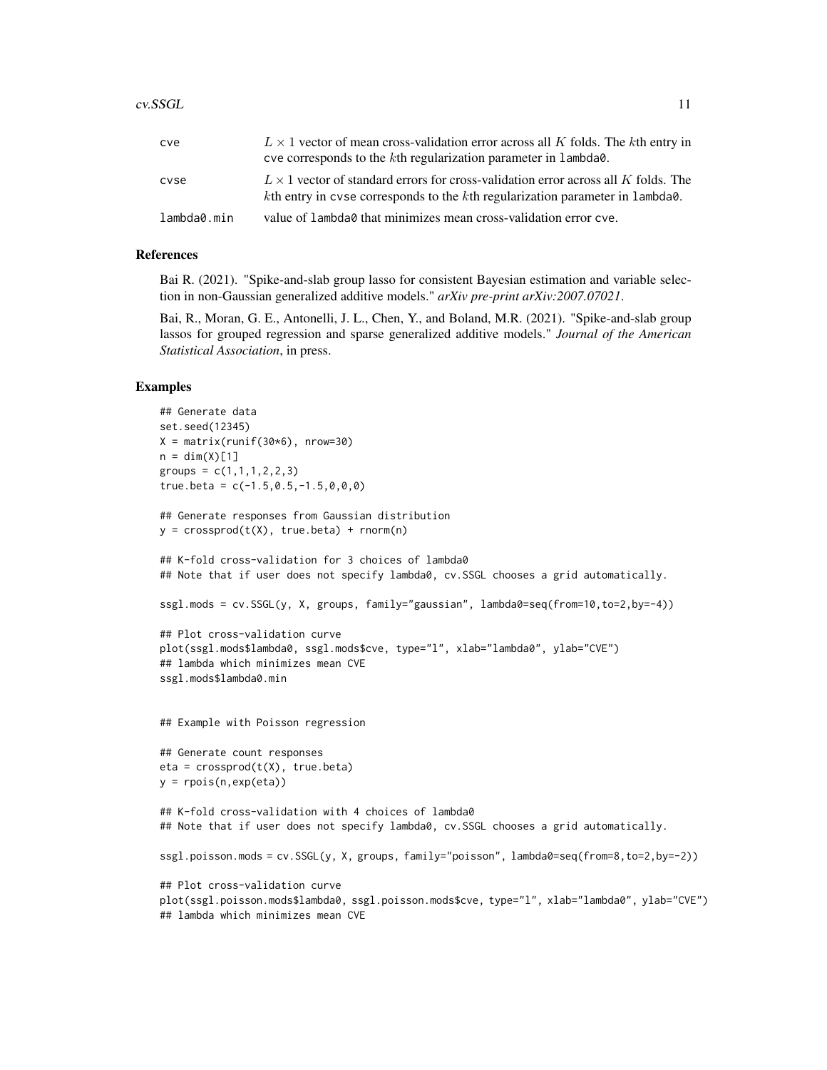| | |
|---|---|
| cve | $L \times 1$ vector of mean cross-validation error across all $K$ folds. The $k$th entry in cve corresponds to the $k$th regularization parameter in lambda0. |
| cvse | $L \times 1$ vector of standard errors for cross-validation error across all $K$ folds. The $k$th entry in cvse corresponds to the $k$th regularization parameter in lambda0. |
| lambda0.min | value of lambda0 that minimizes mean cross-validation error cve. |

## References

Bai R. (2021). "Spike-and-slab group lasso for consistent Bayesian estimation and variable selection in non-Gaussian generalized additive models." *arXiv pre-print arXiv:2007.07021*.

Bai, R., Moran, G. E., Antonelli, J. L., Chen, Y., and Boland, M.R. (2021). "Spike-and-slab group lassos for grouped regression and sparse generalized additive models." *Journal of the American Statistical Association*, in press.

## Examples

```
## Generate data
set.seed(12345)
X = matrix(runif(30*6), nrow=30)
n = dim(X)[1]
groups = c(1,1,1,2,2,3)
true.beta = c(-1.5,0.5,-1.5,0,0,0)

## Generate responses from Gaussian distribution
y = crossprod(t(X), true.beta) + rnorm(n)

## K-fold cross-validation for 3 choices of lambda0
## Note that if user does not specify lambda0, cv.SSGL chooses a grid automatically.

ssgl.mods = cv.SSGL(y, X, groups, family="gaussian", lambda0=seq(from=10,to=2,by=-4))

## Plot cross-validation curve
plot(ssgl.mods$lambda0, ssgl.mods$cve, type="l", xlab="lambda0", ylab="CVE")
## lambda which minimizes mean CVE
ssgl.mods$lambda0.min


## Example with Poisson regression

## Generate count responses
eta = crossprod(t(X), true.beta)
y = rpois(n,exp(eta))

## K-fold cross-validation with 4 choices of lambda0
## Note that if user does not specify lambda0, cv.SSGL chooses a grid automatically.

ssgl.poisson.mods = cv.SSGL(y, X, groups, family="poisson", lambda0=seq(from=8,to=2,by=-2))

## Plot cross-validation curve
plot(ssgl.poisson.mods$lambda0, ssgl.poisson.mods$cve, type="l", xlab="lambda0", ylab="CVE")
## lambda which minimizes mean CVE
```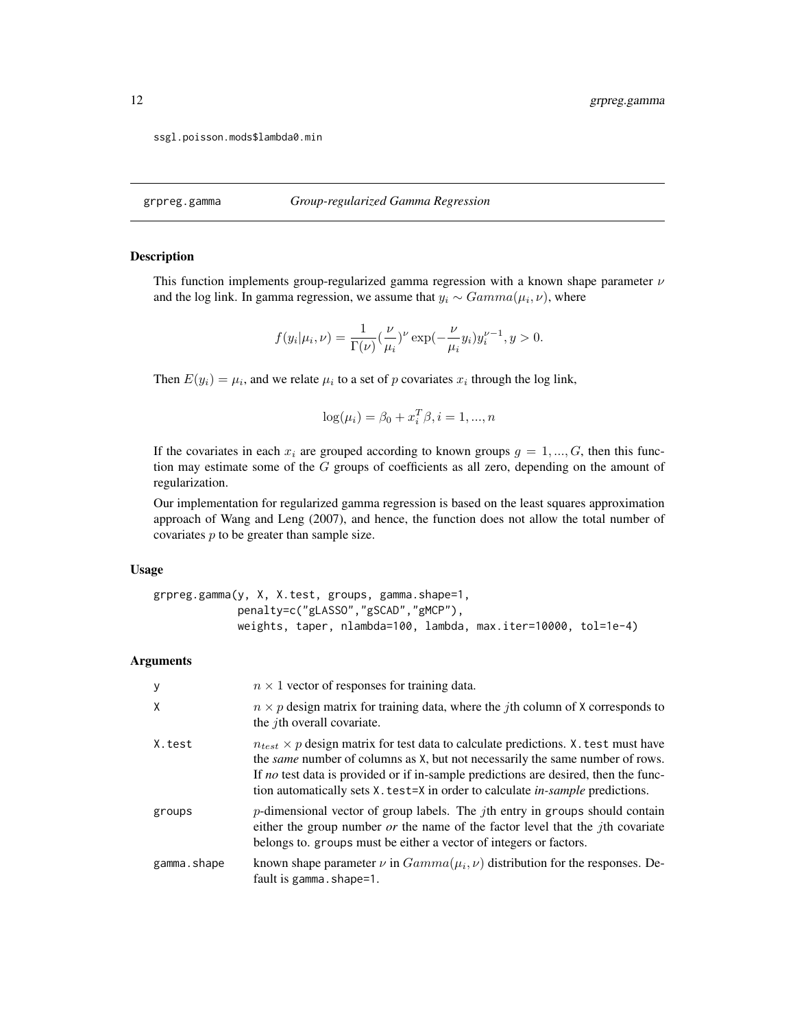```
ssgl.poisson.mods$lambda0.min
```

## grpreg.gamma — *Group-regularized Gamma Regression*

### Description

This function implements group-regularized gamma regression with a known shape parameter $\nu$ and the log link. In gamma regression, we assume that $y_i \sim Gamma(\mu_i, \nu)$, where

$$f(y_i|\mu_i, \nu) = \frac{1}{\Gamma(\nu)} (\frac{\nu}{\mu_i})^{\nu} \exp(-\frac{\nu}{\mu_i} y_i) y_i^{\nu-1}, y > 0.$$

Then $E(y_i) = \mu_i$, and we relate $\mu_i$ to a set of $p$ covariates $x_i$ through the log link,

$$\log(\mu_i) = \beta_0 + x_i^T \beta, i = 1, ..., n$$

If the covariates in each $x_i$ are grouped according to known groups $g = 1, ..., G$, then this function may estimate some of the $G$ groups of coefficients as all zero, depending on the amount of regularization.

Our implementation for regularized gamma regression is based on the least squares approximation approach of Wang and Leng (2007), and hence, the function does not allow the total number of covariates $p$ to be greater than sample size.

### Usage

```
grpreg.gamma(y, X, X.test, groups, gamma.shape=1,
             penalty=c("gLASSO","gSCAD","gMCP"),
             weights, taper, nlambda=100, lambda, max.iter=10000, tol=1e-4)
```

### Arguments

| | |
|---|---|
| y | $n \times 1$ vector of responses for training data. |
| X | $n \times p$ design matrix for training data, where the $j$th column of X corresponds to the $j$th overall covariate. |
| X.test | $n_{test} \times p$ design matrix for test data to calculate predictions. X.test must have the *same* number of columns as X, but not necessarily the same number of rows. If *no* test data is provided or if in-sample predictions are desired, then the function automatically sets X.test=X in order to calculate *in-sample* predictions. |
| groups | $p$-dimensional vector of group labels. The $j$th entry in groups should contain either the group number *or* the name of the factor level that the $j$th covariate belongs to. groups must be either a vector of integers or factors. |
| gamma.shape | known shape parameter $\nu$ in $Gamma(\mu_i, \nu)$ distribution for the responses. Default is gamma.shape=1. |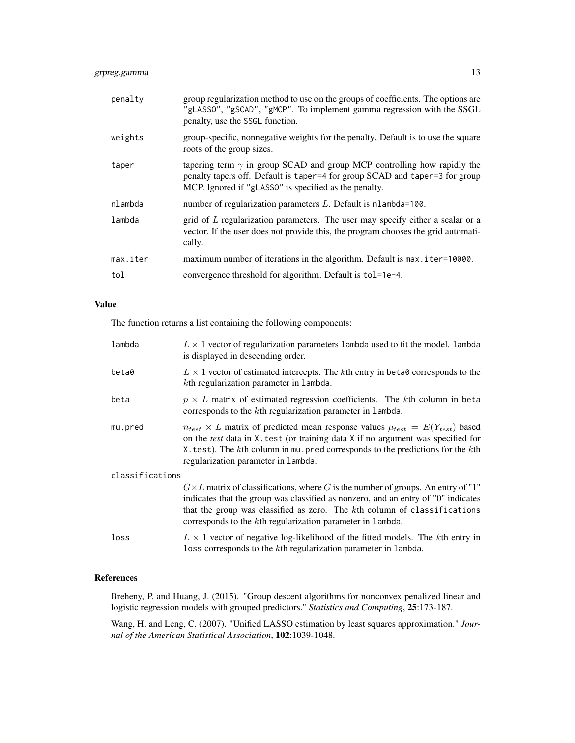| | |
|---|---|
| `penalty` | group regularization method to use on the groups of coefficients. The options are `"gLASSO"`, `"gSCAD"`, `"gMCP"`. To implement gamma regression with the SSGL penalty, use the `SSGL` function. |
| `weights` | group-specific, nonnegative weights for the penalty. Default is to use the square roots of the group sizes. |
| `taper` | tapering term $\gamma$ in group SCAD and group MCP controlling how rapidly the penalty tapers off. Default is `taper=4` for group SCAD and `taper=3` for group MCP. Ignored if `"gLASSO"` is specified as the penalty. |
| `nlambda` | number of regularization parameters $L$. Default is `nlambda=100`. |
| `lambda` | grid of $L$ regularization parameters. The user may specify either a scalar or a vector. If the user does not provide this, the program chooses the grid automatically. |
| `max.iter` | maximum number of iterations in the algorithm. Default is `max.iter=10000`. |
| `tol` | convergence threshold for algorithm. Default is `tol=1e-4`. |

## Value

The function returns a list containing the following components:

| | |
|---|---|
| `lambda` | $L \times 1$ vector of regularization parameters `lambda` used to fit the model. `lambda` is displayed in descending order. |
| `beta0` | $L \times 1$ vector of estimated intercepts. The $k$th entry in `beta0` corresponds to the $k$th regularization parameter in `lambda`. |
| `beta` | $p \times L$ matrix of estimated regression coefficients. The $k$th column in `beta` corresponds to the $k$th regularization parameter in `lambda`. |
| `mu.pred` | $n_{test} \times L$ matrix of predicted mean response values $\mu_{test} = E(Y_{test})$ based on the *test* data in `X.test` (or training data `X` if no argument was specified for `X.test`). The $k$th column in `mu.pred` corresponds to the predictions for the $k$th regularization parameter in `lambda`. |
| `classifications` | $G \times L$ matrix of classifications, where $G$ is the number of groups. An entry of "1" indicates that the group was classified as nonzero, and an entry of "0" indicates that the group was classified as zero. The $k$th column of `classifications` corresponds to the $k$th regularization parameter in `lambda`. |
| `loss` | $L \times 1$ vector of negative log-likelihood of the fitted models. The $k$th entry in `loss` corresponds to the $k$th regularization parameter in `lambda`. |

## References

Breheny, P. and Huang, J. (2015). "Group descent algorithms for nonconvex penalized linear and logistic regression models with grouped predictors." *Statistics and Computing*, **25**:173-187.

Wang, H. and Leng, C. (2007). "Unified LASSO estimation by least squares approximation." *Journal of the American Statistical Association*, **102**:1039-1048.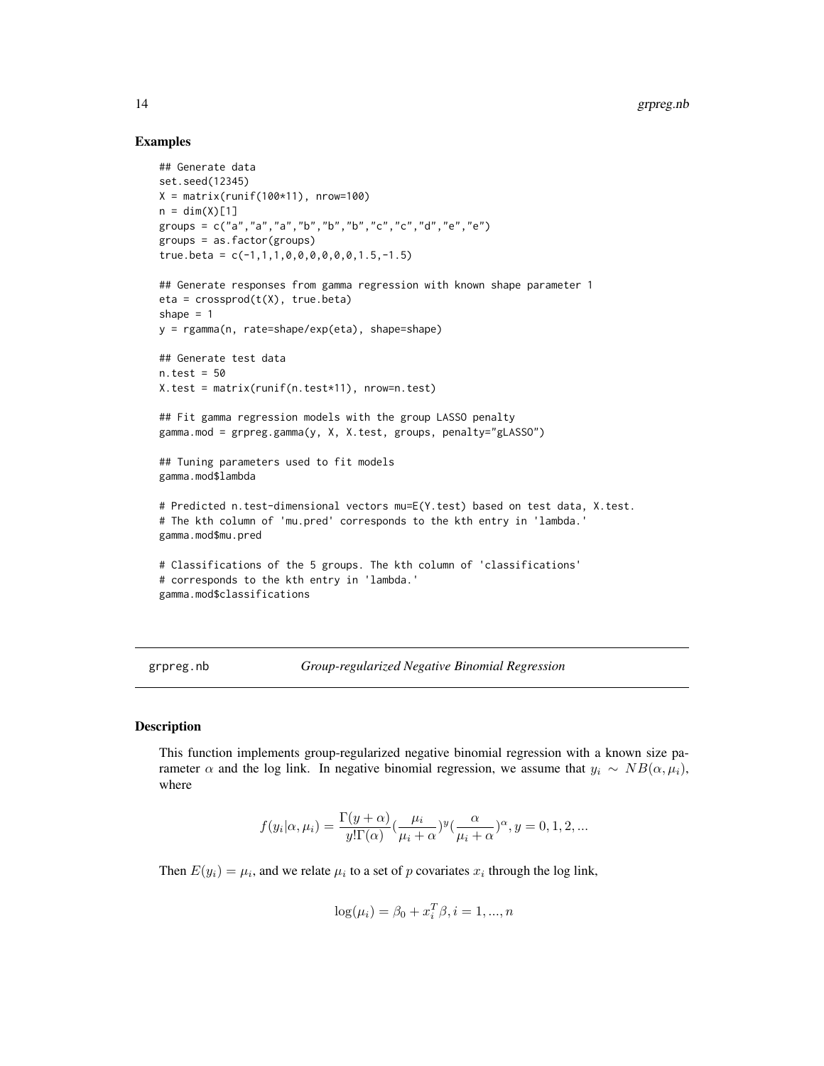## Examples

```
## Generate data
set.seed(12345)
X = matrix(runif(100*11), nrow=100)
n = dim(X)[1]
groups = c("a","a","a","b","b","b","c","c","d","e","e")
groups = as.factor(groups)
true.beta = c(-1,1,1,0,0,0,0,0,0,1.5,-1.5)

## Generate responses from gamma regression with known shape parameter 1
eta = crossprod(t(X), true.beta)
shape = 1
y = rgamma(n, rate=shape/exp(eta), shape=shape)

## Generate test data
n.test = 50
X.test = matrix(runif(n.test*11), nrow=n.test)

## Fit gamma regression models with the group LASSO penalty
gamma.mod = grpreg.gamma(y, X, X.test, groups, penalty="gLASSO")

## Tuning parameters used to fit models
gamma.mod$lambda

# Predicted n.test-dimensional vectors mu=E(Y.test) based on test data, X.test.
# The kth column of 'mu.pred' corresponds to the kth entry in 'lambda.'
gamma.mod$mu.pred

# Classifications of the 5 groups. The kth column of 'classifications'
# corresponds to the kth entry in 'lambda.'
gamma.mod$classifications
```

---

grpreg.nb *Group-regularized Negative Binomial Regression*

---

## Description

This function implements group-regularized negative binomial regression with a known size parameter $\alpha$ and the log link. In negative binomial regression, we assume that $y_i \sim NB(\alpha, \mu_i)$, where

$$f(y_i|\alpha, \mu_i) = \frac{\Gamma(y+\alpha)}{y!\Gamma(\alpha)}(\frac{\mu_i}{\mu_i+\alpha})^y(\frac{\alpha}{\mu_i+\alpha})^\alpha, y = 0, 1, 2, ...$$

Then $E(y_i) = \mu_i$, and we relate $\mu_i$ to a set of $p$ covariates $x_i$ through the log link,

$$\log(\mu_i) = \beta_0 + x_i^T\beta, i = 1, ..., n$$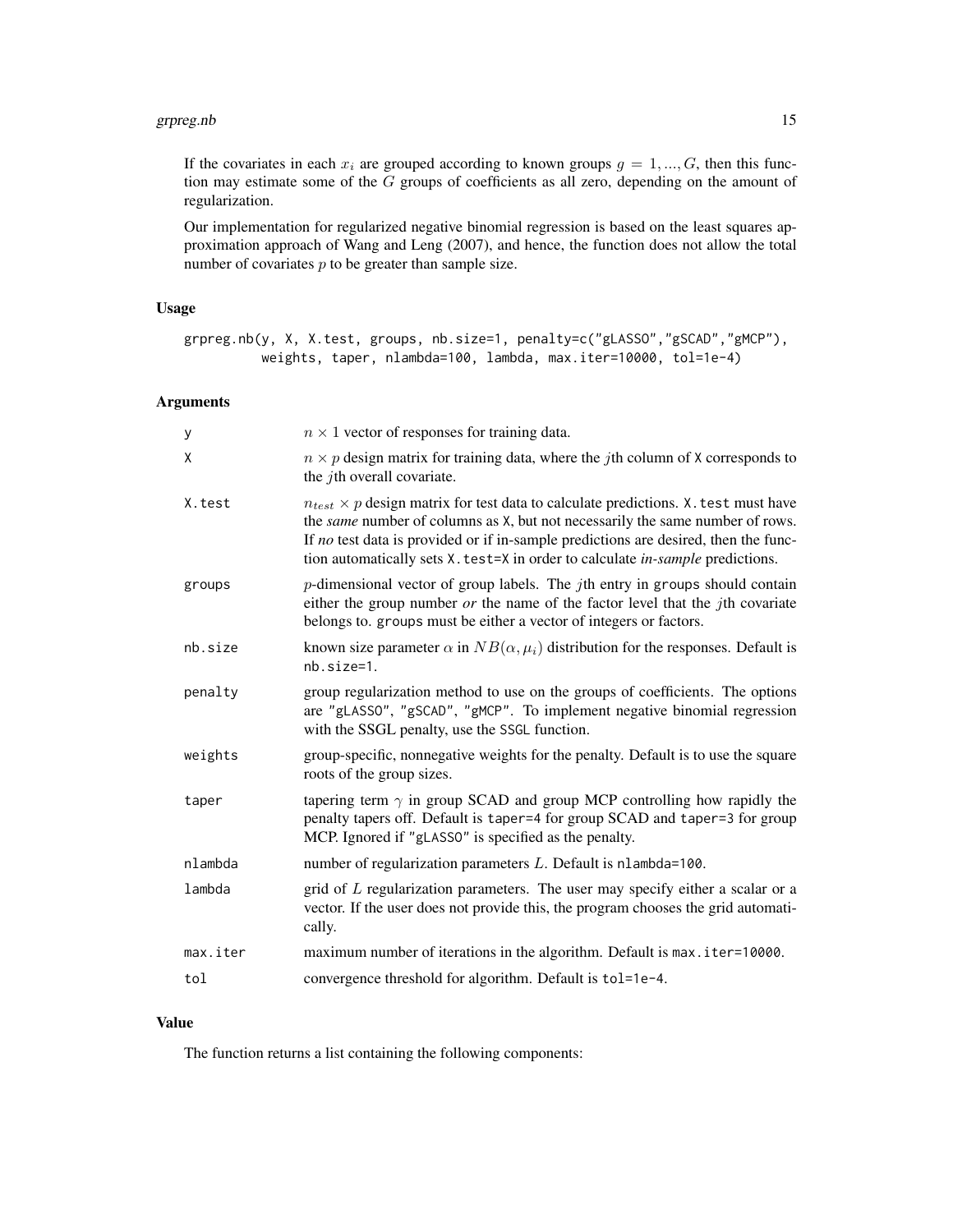If the covariates in each $x_i$ are grouped according to known groups $g = 1, ..., G$, then this function may estimate some of the $G$ groups of coefficients as all zero, depending on the amount of regularization.

Our implementation for regularized negative binomial regression is based on the least squares approximation approach of Wang and Leng (2007), and hence, the function does not allow the total number of covariates $p$ to be greater than sample size.

### Usage

```
grpreg.nb(y, X, X.test, groups, nb.size=1, penalty=c("gLASSO","gSCAD","gMCP"),
          weights, taper, nlambda=100, lambda, max.iter=10000, tol=1e-4)
```

### Arguments

| | |
|---|---|
| `y` | $n \times 1$ vector of responses for training data. |
| `X` | $n \times p$ design matrix for training data, where the $j$th column of `X` corresponds to the $j$th overall covariate. |
| `X.test` | $n_{test} \times p$ design matrix for test data to calculate predictions. `X.test` must have the *same* number of columns as `X`, but not necessarily the same number of rows. If *no* test data is provided or if in-sample predictions are desired, then the function automatically sets `X.test=X` in order to calculate *in-sample* predictions. |
| `groups` | $p$-dimensional vector of group labels. The $j$th entry in `groups` should contain either the group number *or* the name of the factor level that the $j$th covariate belongs to. `groups` must be either a vector of integers or factors. |
| `nb.size` | known size parameter $\alpha$ in $NB(\alpha, \mu_i)$ distribution for the responses. Default is `nb.size=1`. |
| `penalty` | group regularization method to use on the groups of coefficients. The options are `"gLASSO"`, `"gSCAD"`, `"gMCP"`. To implement negative binomial regression with the SSGL penalty, use the `SSGL` function. |
| `weights` | group-specific, nonnegative weights for the penalty. Default is to use the square roots of the group sizes. |
| `taper` | tapering term $\gamma$ in group SCAD and group MCP controlling how rapidly the penalty tapers off. Default is `taper=4` for group SCAD and `taper=3` for group MCP. Ignored if `"gLASSO"` is specified as the penalty. |
| `nlambda` | number of regularization parameters $L$. Default is `nlambda=100`. |
| `lambda` | grid of $L$ regularization parameters. The user may specify either a scalar or a vector. If the user does not provide this, the program chooses the grid automatically. |
| `max.iter` | maximum number of iterations in the algorithm. Default is `max.iter=10000`. |
| `tol` | convergence threshold for algorithm. Default is `tol=1e-4`. |

### Value

The function returns a list containing the following components: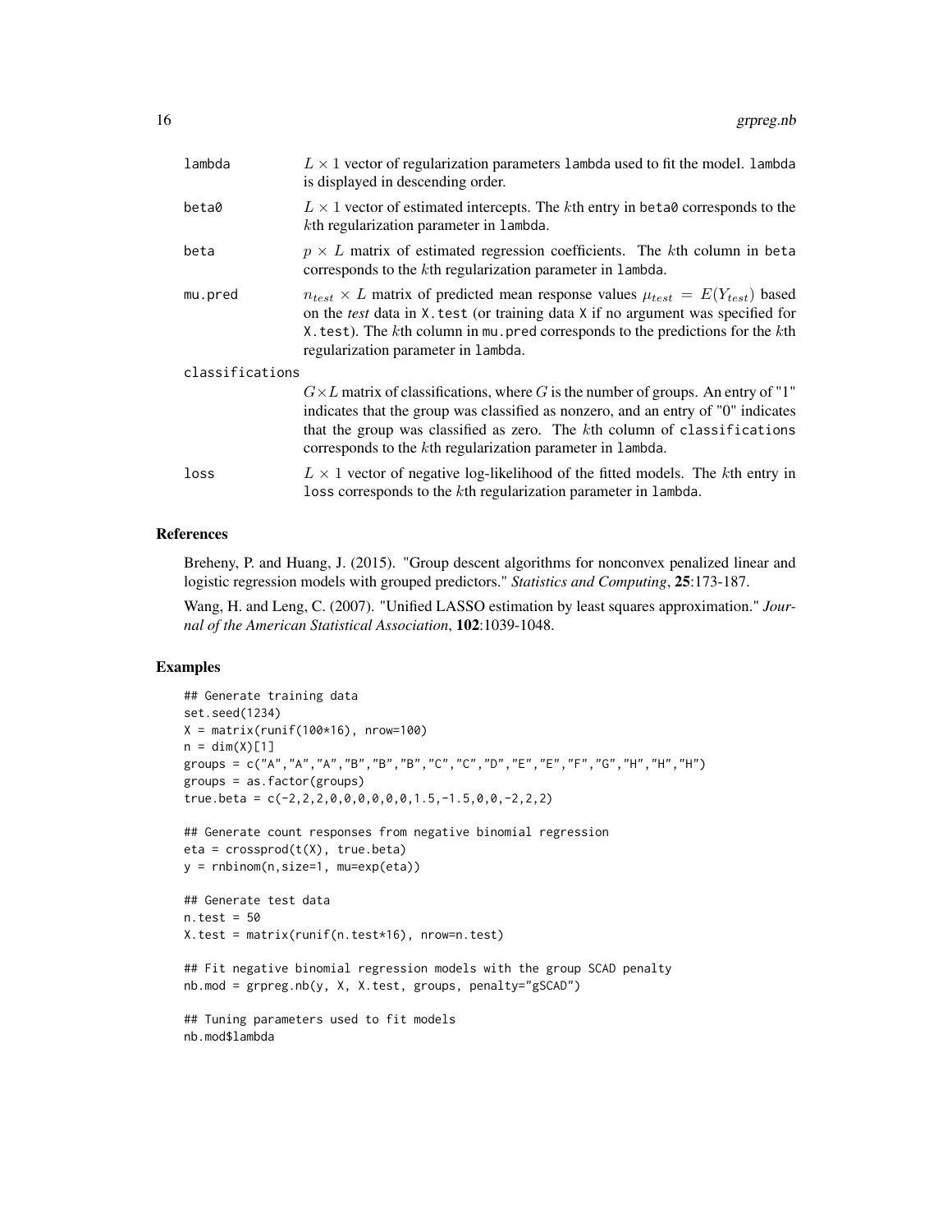| | |
|---|---|
| lambda | $L \times 1$ vector of regularization parameters lambda used to fit the model. lambda is displayed in descending order. |
| beta0 | $L \times 1$ vector of estimated intercepts. The $k$th entry in beta0 corresponds to the $k$th regularization parameter in lambda. |
| beta | $p \times L$ matrix of estimated regression coefficients. The $k$th column in beta corresponds to the $k$th regularization parameter in lambda. |
| mu.pred | $n_{test} \times L$ matrix of predicted mean response values $\mu_{test} = E(Y_{test})$ based on the *test* data in X.test (or training data X if no argument was specified for X.test). The $k$th column in mu.pred corresponds to the predictions for the $k$th regularization parameter in lambda. |
| classifications | $G \times L$ matrix of classifications, where $G$ is the number of groups. An entry of "1" indicates that the group was classified as nonzero, and an entry of "0" indicates that the group was classified as zero. The $k$th column of classifications corresponds to the $k$th regularization parameter in lambda. |
| loss | $L \times 1$ vector of negative log-likelihood of the fitted models. The $k$th entry in loss corresponds to the $k$th regularization parameter in lambda. |

## References

Breheny, P. and Huang, J. (2015). "Group descent algorithms for nonconvex penalized linear and logistic regression models with grouped predictors." *Statistics and Computing*, **25**:173-187.

Wang, H. and Leng, C. (2007). "Unified LASSO estimation by least squares approximation." *Journal of the American Statistical Association*, **102**:1039-1048.

## Examples

```
## Generate training data
set.seed(1234)
X = matrix(runif(100*16), nrow=100)
n = dim(X)[1]
groups = c("A","A","A","B","B","B","C","C","D","E","E","F","G","H","H","H")
groups = as.factor(groups)
true.beta = c(-2,2,2,0,0,0,0,0,0,1.5,-1.5,0,0,-2,2,2)

## Generate count responses from negative binomial regression
eta = crossprod(t(X), true.beta)
y = rnbinom(n,size=1, mu=exp(eta))

## Generate test data
n.test = 50
X.test = matrix(runif(n.test*16), nrow=n.test)

## Fit negative binomial regression models with the group SCAD penalty
nb.mod = grpreg.nb(y, X, X.test, groups, penalty="gSCAD")

## Tuning parameters used to fit models
nb.mod$lambda
```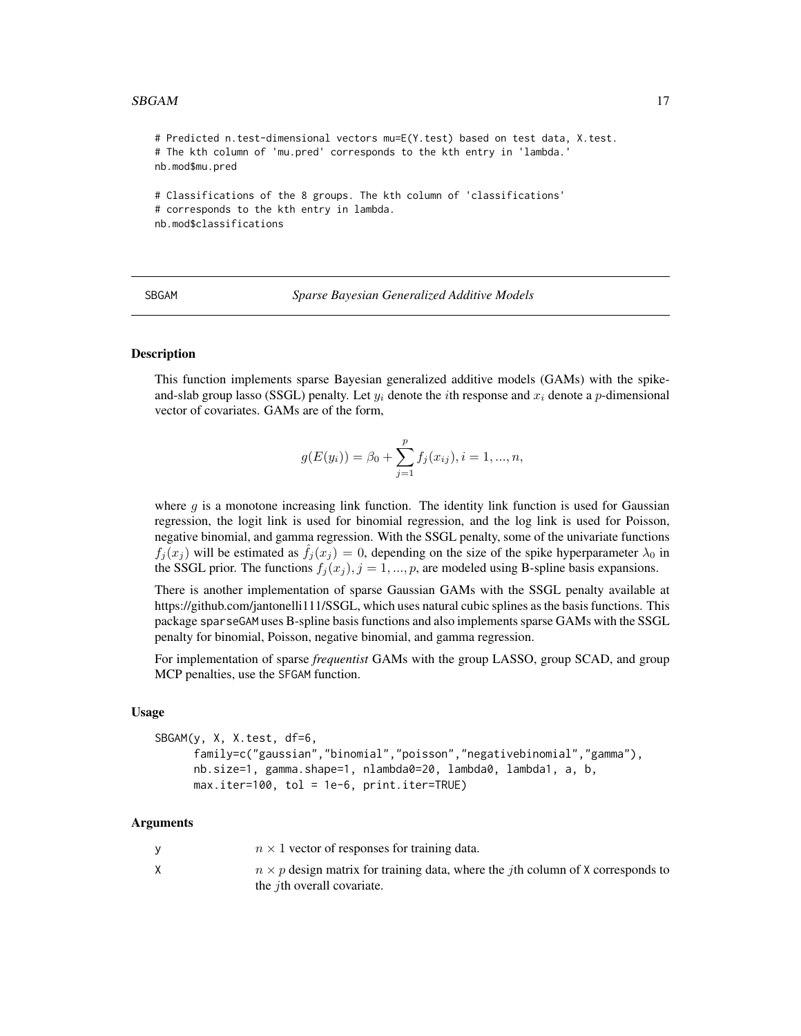```
# Predicted n.test-dimensional vectors mu=E(Y.test) based on test data, X.test.
# The kth column of 'mu.pred' corresponds to the kth entry in 'lambda.'
nb.mod$mu.pred

# Classifications of the 8 groups. The kth column of 'classifications'
# corresponds to the kth entry in lambda.
nb.mod$classifications
```

## SBGAM — *Sparse Bayesian Generalized Additive Models*

### Description

This function implements sparse Bayesian generalized additive models (GAMs) with the spike-and-slab group lasso (SSGL) penalty. Let $y_i$ denote the $i$th response and $x_i$ denote a $p$-dimensional vector of covariates. GAMs are of the form,

$$g(E(y_i)) = \beta_0 + \sum_{j=1}^{p} f_j(x_{ij}), i = 1, ..., n,$$

where $g$ is a monotone increasing link function. The identity link function is used for Gaussian regression, the logit link is used for binomial regression, and the log link is used for Poisson, negative binomial, and gamma regression. With the SSGL penalty, some of the univariate functions $f_j(x_j)$ will be estimated as $\hat{f}_j(x_j) = 0$, depending on the size of the spike hyperparameter $\lambda_0$ in the SSGL prior. The functions $f_j(x_j), j = 1, ..., p$, are modeled using B-spline basis expansions.

There is another implementation of sparse Gaussian GAMs with the SSGL penalty available at https://github.com/jantonelli111/SSGL, which uses natural cubic splines as the basis functions. This package `sparseGAM` uses B-spline basis functions and also implements sparse GAMs with the SSGL penalty for binomial, Poisson, negative binomial, and gamma regression.

For implementation of sparse *frequentist* GAMs with the group LASSO, group SCAD, and group MCP penalties, use the `SFGAM` function.

### Usage

```
SBGAM(y, X, X.test, df=6,
      family=c("gaussian","binomial","poisson","negativebinomial","gamma"),
      nb.size=1, gamma.shape=1, nlambda0=20, lambda0, lambda1, a, b,
      max.iter=100, tol = 1e-6, print.iter=TRUE)
```

### Arguments

| | |
|---|---|
| y | $n \times 1$ vector of responses for training data. |
| X | $n \times p$ design matrix for training data, where the $j$th column of X corresponds to the $j$th overall covariate. |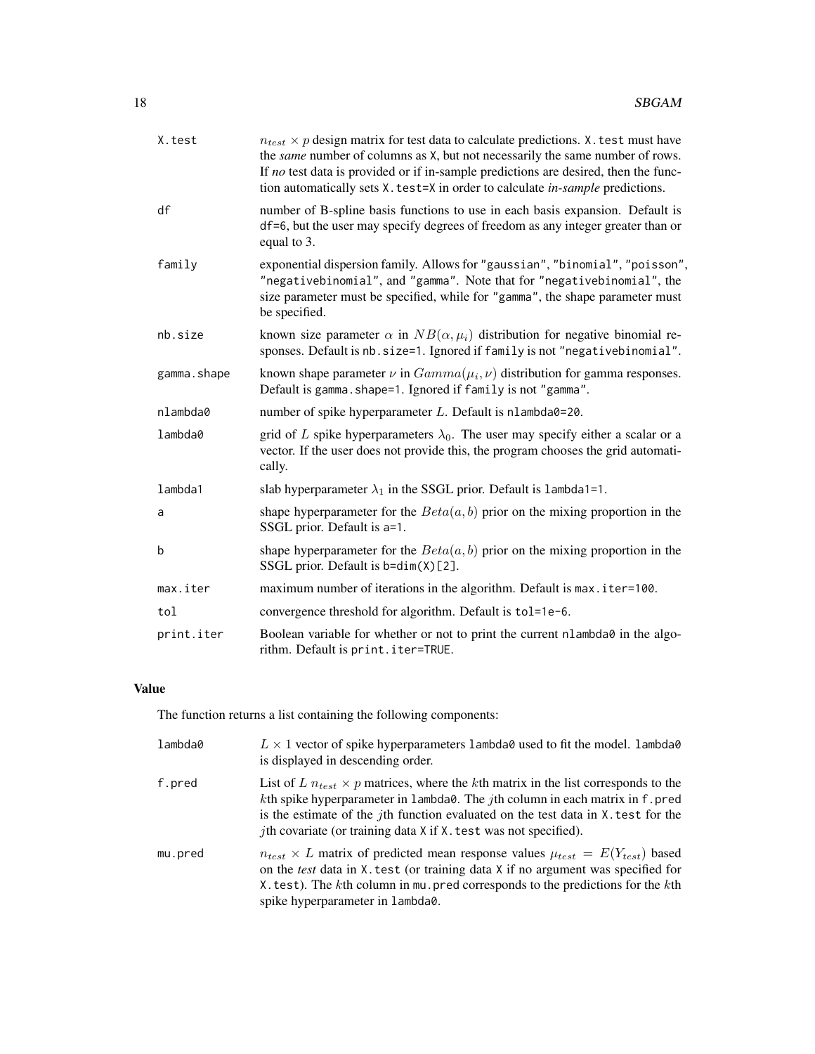| | |
|---|---|
| X.test | $n_{test} \times p$ design matrix for test data to calculate predictions. X.test must have the *same* number of columns as X, but not necessarily the same number of rows. If *no* test data is provided or if in-sample predictions are desired, then the function automatically sets X.test=X in order to calculate *in-sample* predictions. |
| df | number of B-spline basis functions to use in each basis expansion. Default is df=6, but the user may specify degrees of freedom as any integer greater than or equal to 3. |
| family | exponential dispersion family. Allows for "gaussian", "binomial", "poisson", "negativebinomial", and "gamma". Note that for "negativebinomial", the size parameter must be specified, while for "gamma", the shape parameter must be specified. |
| nb.size | known size parameter $\alpha$ in $NB(\alpha, \mu_i)$ distribution for negative binomial responses. Default is nb.size=1. Ignored if family is not "negativebinomial". |
| gamma.shape | known shape parameter $\nu$ in $Gamma(\mu_i, \nu)$ distribution for gamma responses. Default is gamma.shape=1. Ignored if family is not "gamma". |
| nlambda0 | number of spike hyperparameter $L$. Default is nlambda0=20. |
| lambda0 | grid of $L$ spike hyperparameters $\lambda_0$. The user may specify either a scalar or a vector. If the user does not provide this, the program chooses the grid automatically. |
| lambda1 | slab hyperparameter $\lambda_1$ in the SSGL prior. Default is lambda1=1. |
| a | shape hyperparameter for the $Beta(a, b)$ prior on the mixing proportion in the SSGL prior. Default is a=1. |
| b | shape hyperparameter for the $Beta(a, b)$ prior on the mixing proportion in the SSGL prior. Default is b=dim(X)[2]. |
| max.iter | maximum number of iterations in the algorithm. Default is max.iter=100. |
| tol | convergence threshold for algorithm. Default is tol=1e-6. |
| print.iter | Boolean variable for whether or not to print the current nlambda0 in the algorithm. Default is print.iter=TRUE. |

## Value

The function returns a list containing the following components:

| | |
|---|---|
| lambda0 | $L \times 1$ vector of spike hyperparameters lambda0 used to fit the model. lambda0 is displayed in descending order. |
| f.pred | List of $L$ $n_{test} \times p$ matrices, where the $k$th matrix in the list corresponds to the $k$th spike hyperparameter in lambda0. The $j$th column in each matrix in f.pred is the estimate of the $j$th function evaluated on the test data in X.test for the $j$th covariate (or training data X if X.test was not specified). |
| mu.pred | $n_{test} \times L$ matrix of predicted mean response values $\mu_{test} = E(Y_{test})$ based on the *test* data in X.test (or training data X if no argument was specified for X.test). The $k$th column in mu.pred corresponds to the predictions for the $k$th spike hyperparameter in lambda0. |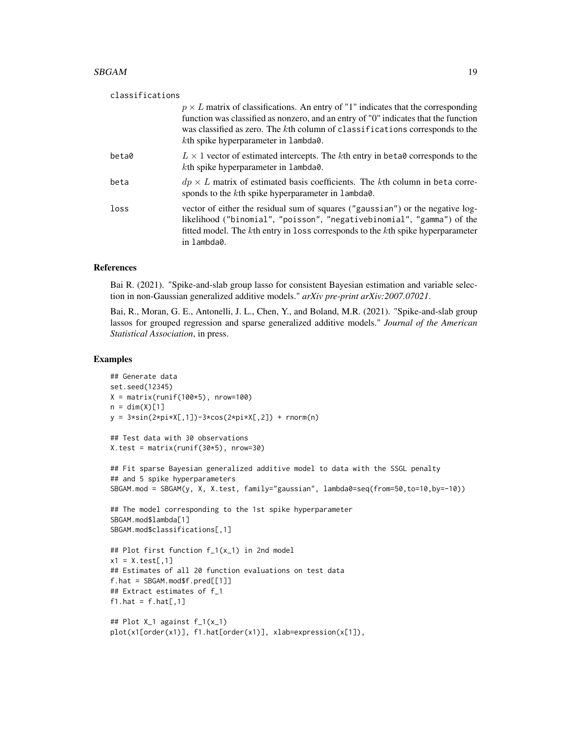classifications

: $p \times L$ matrix of classifications. An entry of "1" indicates that the corresponding function was classified as nonzero, and an entry of "0" indicates that the function was classified as zero. The $k$th column of `classifications` corresponds to the $k$th spike hyperparameter in `lambda0`.

beta0

: $L \times 1$ vector of estimated intercepts. The $k$th entry in `beta0` corresponds to the $k$th spike hyperparameter in `lambda0`.

beta

: $dp \times L$ matrix of estimated basis coefficients. The $k$th column in `beta` corresponds to the $k$th spike hyperparameter in `lambda0`.

loss

: vector of either the residual sum of squares (`"gaussian"`) or the negative log-likelihood (`"binomial"`, `"poisson"`, `"negativebinomial"`, `"gamma"`) of the fitted model. The $k$th entry in `loss` corresponds to the $k$th spike hyperparameter in `lambda0`.

## References

Bai R. (2021). "Spike-and-slab group lasso for consistent Bayesian estimation and variable selection in non-Gaussian generalized additive models." *arXiv pre-print arXiv:2007.07021*.

Bai, R., Moran, G. E., Antonelli, J. L., Chen, Y., and Boland, M.R. (2021). "Spike-and-slab group lassos for grouped regression and sparse generalized additive models." *Journal of the American Statistical Association*, in press.

## Examples

```
## Generate data
set.seed(12345)
X = matrix(runif(100*5), nrow=100)
n = dim(X)[1]
y = 3*sin(2*pi*X[,1])-3*cos(2*pi*X[,2]) + rnorm(n)

## Test data with 30 observations
X.test = matrix(runif(30*5), nrow=30)

## Fit sparse Bayesian generalized additive model to data with the SSGL penalty
## and 5 spike hyperparameters
SBGAM.mod = SBGAM(y, X, X.test, family="gaussian", lambda0=seq(from=50,to=10,by=-10))

## The model corresponding to the 1st spike hyperparameter
SBGAM.mod$lambda[1]
SBGAM.mod$classifications[,1]

## Plot first function f_1(x_1) in 2nd model
x1 = X.test[,1]
## Estimates of all 20 function evaluations on test data
f.hat = SBGAM.mod$f.pred[[1]]
## Extract estimates of f_1
f1.hat = f.hat[,1]

## Plot X_1 against f_1(x_1)
plot(x1[order(x1)], f1.hat[order(x1)], xlab=expression(x[1]),
```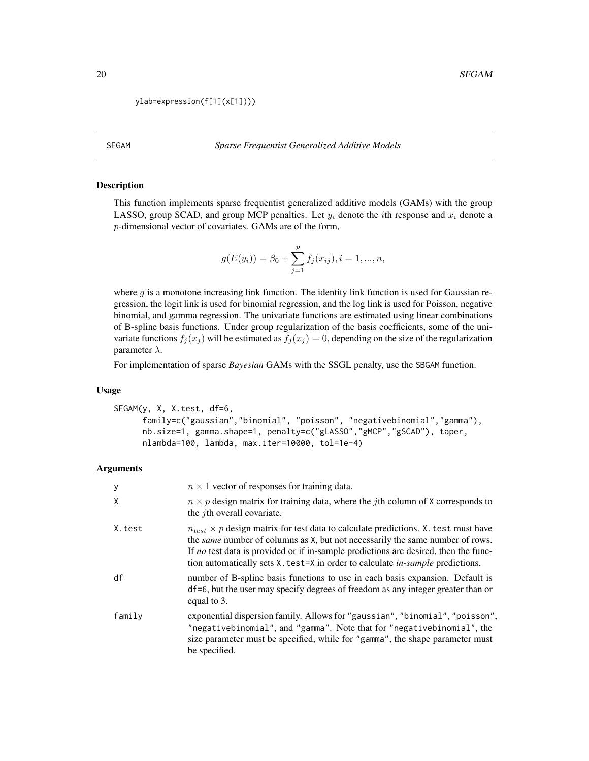```
ylab=expression(f[1](x[1])))
```

## SFGAM — *Sparse Frequentist Generalized Additive Models*

### Description

This function implements sparse frequentist generalized additive models (GAMs) with the group LASSO, group SCAD, and group MCP penalties. Let $y_i$ denote the $i$th response and $x_i$ denote a $p$-dimensional vector of covariates. GAMs are of the form,

$$g(E(y_i)) = \beta_0 + \sum_{j=1}^{p} f_j(x_{ij}), i = 1, ..., n,$$

where $g$ is a monotone increasing link function. The identity link function is used for Gaussian regression, the logit link is used for binomial regression, and the log link is used for Poisson, negative binomial, and gamma regression. The univariate functions are estimated using linear combinations of B-spline basis functions. Under group regularization of the basis coefficients, some of the univariate functions $f_j(x_j)$ will be estimated as $\hat{f}_j(x_j) = 0$, depending on the size of the regularization parameter $\lambda$.

For implementation of sparse *Bayesian* GAMs with the SSGL penalty, use the SBGAM function.

### Usage

```
SFGAM(y, X, X.test, df=6,
      family=c("gaussian","binomial", "poisson", "negativebinomial","gamma"),
      nb.size=1, gamma.shape=1, penalty=c("gLASSO","gMCP","gSCAD"), taper,
      nlambda=100, lambda, max.iter=10000, tol=1e-4)
```

### Arguments

| | |
|---|---|
| y | $n \times 1$ vector of responses for training data. |
| X | $n \times p$ design matrix for training data, where the $j$th column of X corresponds to the $j$th overall covariate. |
| X.test | $n_{test} \times p$ design matrix for test data to calculate predictions. X.test must have the *same* number of columns as X, but not necessarily the same number of rows. If *no* test data is provided or if in-sample predictions are desired, then the function automatically sets X.test=X in order to calculate *in-sample* predictions. |
| df | number of B-spline basis functions to use in each basis expansion. Default is df=6, but the user may specify degrees of freedom as any integer greater than or equal to 3. |
| family | exponential dispersion family. Allows for "gaussian", "binomial", "poisson", "negativebinomial", and "gamma". Note that for "negativebinomial", the size parameter must be specified, while for "gamma", the shape parameter must be specified. |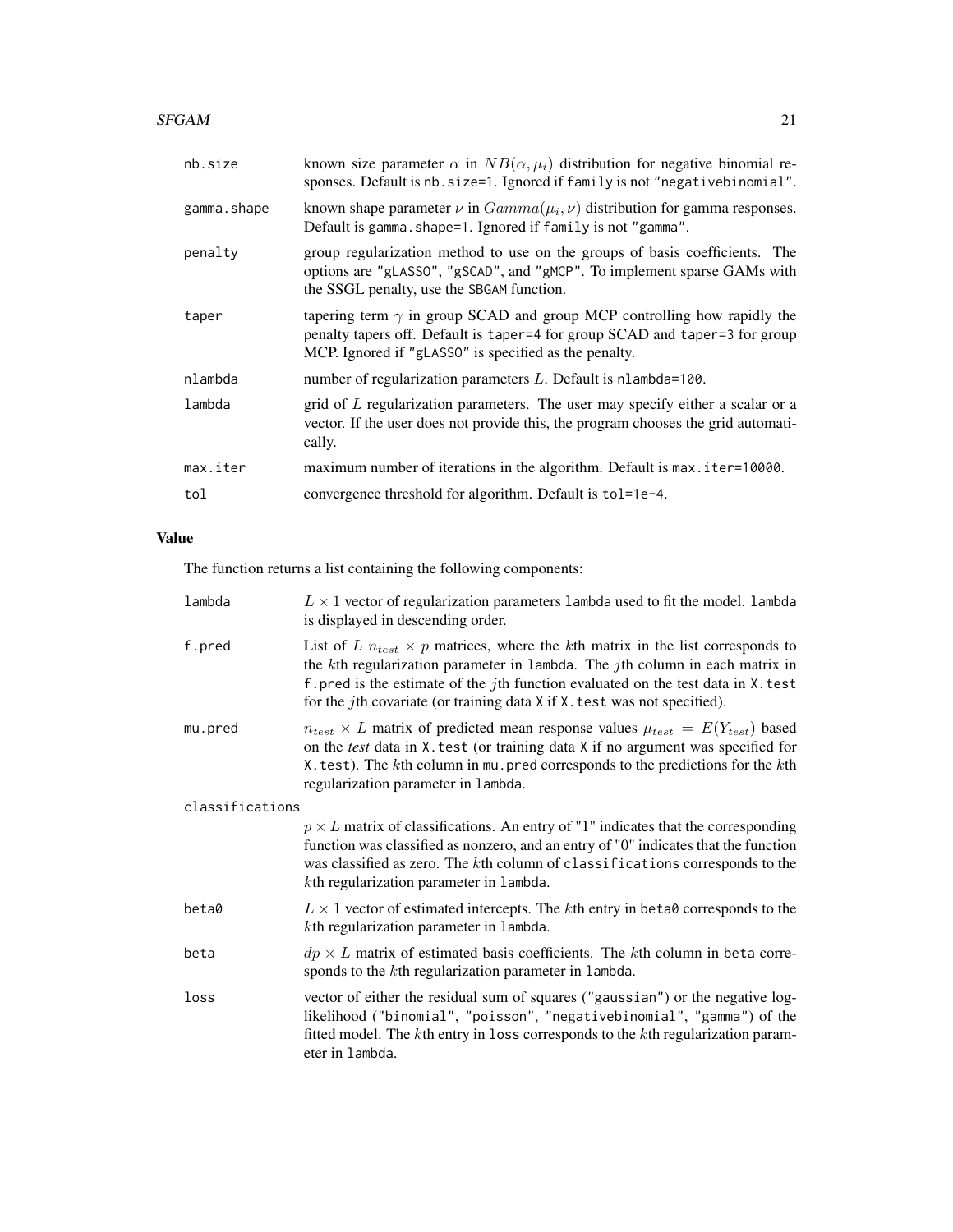| | |
|---|---|
| nb.size | known size parameter $\alpha$ in $NB(\alpha, \mu_i)$ distribution for negative binomial responses. Default is nb.size=1. Ignored if family is not "negativebinomial". |
| gamma.shape | known shape parameter $\nu$ in $Gamma(\mu_i, \nu)$ distribution for gamma responses. Default is gamma.shape=1. Ignored if family is not "gamma". |
| penalty | group regularization method to use on the groups of basis coefficients. The options are "gLASSO", "gSCAD", and "gMCP". To implement sparse GAMs with the SSGL penalty, use the SBGAM function. |
| taper | tapering term $\gamma$ in group SCAD and group MCP controlling how rapidly the penalty tapers off. Default is taper=4 for group SCAD and taper=3 for group MCP. Ignored if "gLASSO" is specified as the penalty. |
| nlambda | number of regularization parameters $L$. Default is nlambda=100. |
| lambda | grid of $L$ regularization parameters. The user may specify either a scalar or a vector. If the user does not provide this, the program chooses the grid automatically. |
| max.iter | maximum number of iterations in the algorithm. Default is max.iter=10000. |
| tol | convergence threshold for algorithm. Default is tol=1e-4. |

## Value

The function returns a list containing the following components:

| | |
|---|---|
| lambda | $L \times 1$ vector of regularization parameters lambda used to fit the model. lambda is displayed in descending order. |
| f.pred | List of $L$ $n_{test} \times p$ matrices, where the $k$th matrix in the list corresponds to the $k$th regularization parameter in lambda. The $j$th column in each matrix in f.pred is the estimate of the $j$th function evaluated on the test data in X.test for the $j$th covariate (or training data X if X.test was not specified). |
| mu.pred | $n_{test} \times L$ matrix of predicted mean response values $\mu_{test} = E(Y_{test})$ based on the *test* data in X.test (or training data X if no argument was specified for X.test). The $k$th column in mu.pred corresponds to the predictions for the $k$th regularization parameter in lambda. |
| classifications | $p \times L$ matrix of classifications. An entry of "1" indicates that the corresponding function was classified as nonzero, and an entry of "0" indicates that the function was classified as zero. The $k$th column of classifications corresponds to the $k$th regularization parameter in lambda. |
| beta0 | $L \times 1$ vector of estimated intercepts. The $k$th entry in beta0 corresponds to the $k$th regularization parameter in lambda. |
| beta | $dp \times L$ matrix of estimated basis coefficients. The $k$th column in beta corresponds to the $k$th regularization parameter in lambda. |
| loss | vector of either the residual sum of squares ("gaussian") or the negative log-likelihood ("binomial", "poisson", "negativebinomial", "gamma") of the fitted model. The $k$th entry in loss corresponds to the $k$th regularization parameter in lambda. |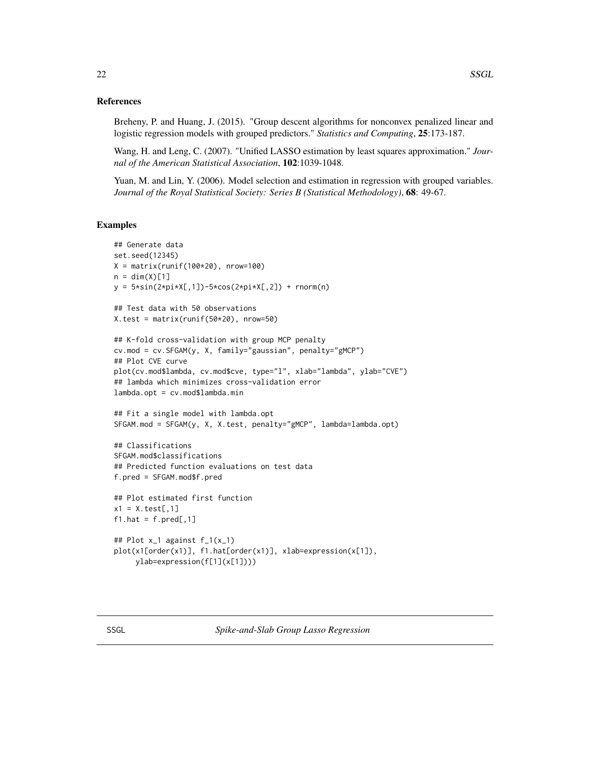## References

Breheny, P. and Huang, J. (2015). "Group descent algorithms for nonconvex penalized linear and logistic regression models with grouped predictors." *Statistics and Computing*, **25**:173-187.

Wang, H. and Leng, C. (2007). "Unified LASSO estimation by least squares approximation." *Journal of the American Statistical Association*, **102**:1039-1048.

Yuan, M. and Lin, Y. (2006). Model selection and estimation in regression with grouped variables. *Journal of the Royal Statistical Society: Series B (Statistical Methodology)*, **68**: 49-67.

## Examples

```
## Generate data
set.seed(12345)
X = matrix(runif(100*20), nrow=100)
n = dim(X)[1]
y = 5*sin(2*pi*X[,1])-5*cos(2*pi*X[,2]) + rnorm(n)

## Test data with 50 observations
X.test = matrix(runif(50*20), nrow=50)

## K-fold cross-validation with group MCP penalty
cv.mod = cv.SFGAM(y, X, family="gaussian", penalty="gMCP")
## Plot CVE curve
plot(cv.mod$lambda, cv.mod$cve, type="l", xlab="lambda", ylab="CVE")
## lambda which minimizes cross-validation error
lambda.opt = cv.mod$lambda.min

## Fit a single model with lambda.opt
SFGAM.mod = SFGAM(y, X, X.test, penalty="gMCP", lambda=lambda.opt)

## Classifications
SFGAM.mod$classifications
## Predicted function evaluations on test data
f.pred = SFGAM.mod$f.pred

## Plot estimated first function
x1 = X.test[,1]
f1.hat = f.pred[,1]

## Plot x_1 against f_1(x_1)
plot(x1[order(x1)], f1.hat[order(x1)], xlab=expression(x[1]),
     ylab=expression(f[1](x[1])))
```

---

SSGL *Spike-and-Slab Group Lasso Regression*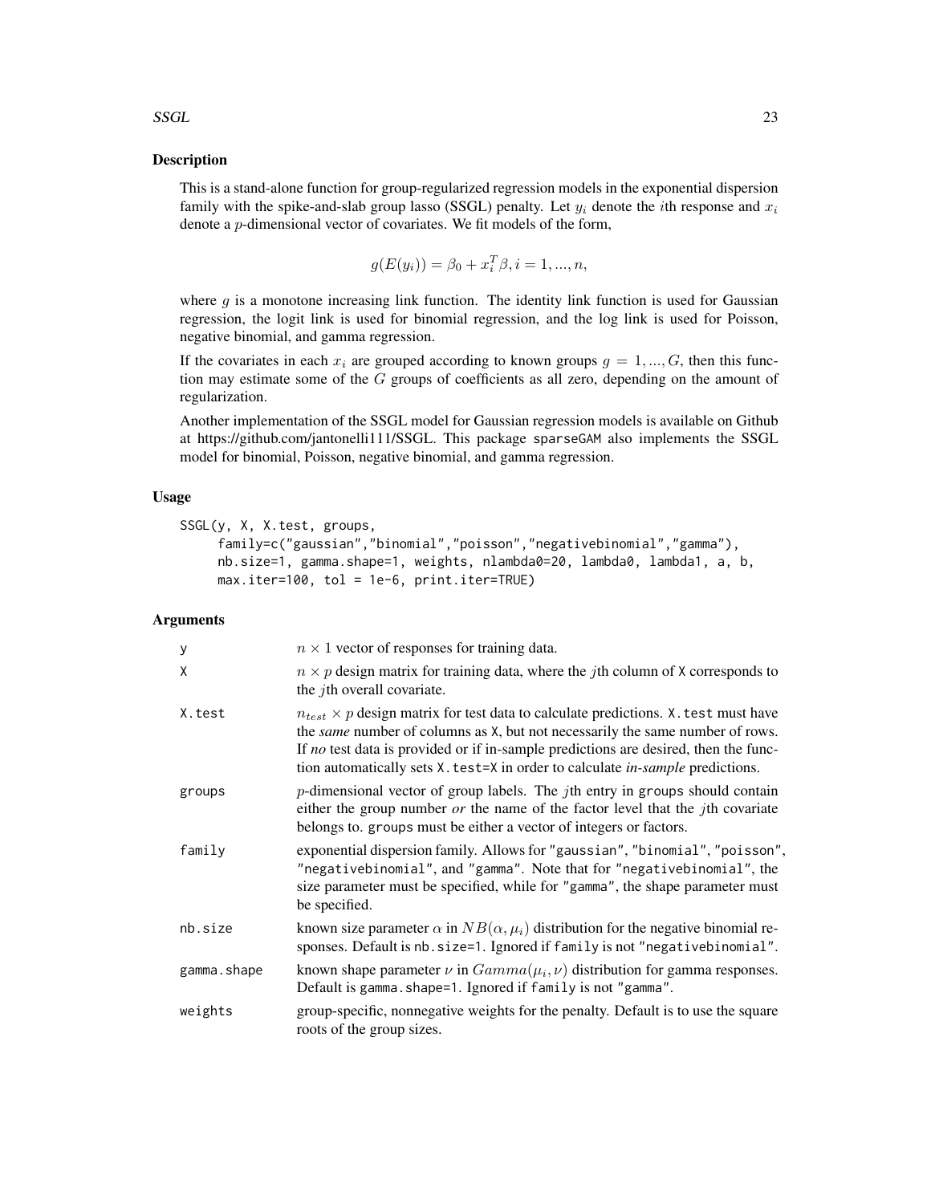## Description

This is a stand-alone function for group-regularized regression models in the exponential dispersion family with the spike-and-slab group lasso (SSGL) penalty. Let $y_i$ denote the $i$th response and $x_i$ denote a $p$-dimensional vector of covariates. We fit models of the form,

$$g(E(y_i)) = \beta_0 + x_i^T \beta, i = 1, ..., n,$$

where $g$ is a monotone increasing link function. The identity link function is used for Gaussian regression, the logit link is used for binomial regression, and the log link is used for Poisson, negative binomial, and gamma regression.

If the covariates in each $x_i$ are grouped according to known groups $g = 1, ..., G$, then this function may estimate some of the $G$ groups of coefficients as all zero, depending on the amount of regularization.

Another implementation of the SSGL model for Gaussian regression models is available on Github at https://github.com/jantonelli111/SSGL. This package sparseGAM also implements the SSGL model for binomial, Poisson, negative binomial, and gamma regression.

## Usage

```
SSGL(y, X, X.test, groups,
     family=c("gaussian","binomial","poisson","negativebinomial","gamma"),
     nb.size=1, gamma.shape=1, weights, nlambda0=20, lambda0, lambda1, a, b,
     max.iter=100, tol = 1e-6, print.iter=TRUE)
```

## Arguments

| | |
|---|---|
| y | $n \times 1$ vector of responses for training data. |
| X | $n \times p$ design matrix for training data, where the $j$th column of X corresponds to the $j$th overall covariate. |
| X.test | $n_{test} \times p$ design matrix for test data to calculate predictions. X.test must have the *same* number of columns as X, but not necessarily the same number of rows. If *no* test data is provided or if in-sample predictions are desired, then the function automatically sets X.test=X in order to calculate *in-sample* predictions. |
| groups | $p$-dimensional vector of group labels. The $j$th entry in groups should contain either the group number *or* the name of the factor level that the $j$th covariate belongs to. groups must be either a vector of integers or factors. |
| family | exponential dispersion family. Allows for "gaussian", "binomial", "poisson", "negativebinomial", and "gamma". Note that for "negativebinomial", the size parameter must be specified, while for "gamma", the shape parameter must be specified. |
| nb.size | known size parameter $\alpha$ in $NB(\alpha, \mu_i)$ distribution for the negative binomial responses. Default is nb.size=1. Ignored if family is not "negativebinomial". |
| gamma.shape | known shape parameter $\nu$ in $Gamma(\mu_i, \nu)$ distribution for gamma responses. Default is gamma.shape=1. Ignored if family is not "gamma". |
| weights | group-specific, nonnegative weights for the penalty. Default is to use the square roots of the group sizes. |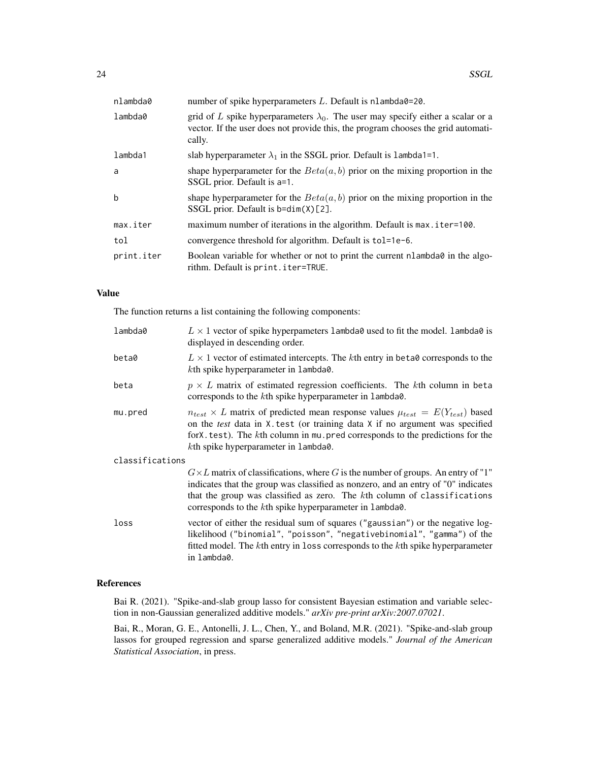| | |
|---|---|
| `nlambda0` | number of spike hyperparameters $L$. Default is `nlambda0=20`. |
| `lambda0` | grid of $L$ spike hyperparameters $\lambda_0$. The user may specify either a scalar or a vector. If the user does not provide this, the program chooses the grid automatically. |
| `lambda1` | slab hyperparameter $\lambda_1$ in the SSGL prior. Default is `lambda1=1`. |
| `a` | shape hyperparameter for the $Beta(a, b)$ prior on the mixing proportion in the SSGL prior. Default is `a=1`. |
| `b` | shape hyperparameter for the $Beta(a, b)$ prior on the mixing proportion in the SSGL prior. Default is `b=dim(X)[2]`. |
| `max.iter` | maximum number of iterations in the algorithm. Default is `max.iter=100`. |
| `tol` | convergence threshold for algorithm. Default is `tol=1e-6`. |
| `print.iter` | Boolean variable for whether or not to print the current `nlambda0` in the algorithm. Default is `print.iter=TRUE`. |

## Value

The function returns a list containing the following components:

| | |
|---|---|
| `lambda0` | $L \times 1$ vector of spike hyperpameters `lambda0` used to fit the model. `lambda0` is displayed in descending order. |
| `beta0` | $L \times 1$ vector of estimated intercepts. The $k$th entry in `beta0` corresponds to the $k$th spike hyperparameter in `lambda0`. |
| `beta` | $p \times L$ matrix of estimated regression coefficients. The $k$th column in `beta` corresponds to the $k$th spike hyperparameter in `lambda0`. |
| `mu.pred` | $n_{test} \times L$ matrix of predicted mean response values $\mu_{test} = E(Y_{test})$ based on the *test* data in `X.test` (or training data `X` if no argument was specified for`X.test`). The $k$th column in `mu.pred` corresponds to the predictions for the $k$th spike hyperparameter in `lambda0`. |
| `classifications` | $G \times L$ matrix of classifications, where $G$ is the number of groups. An entry of "1" indicates that the group was classified as nonzero, and an entry of "0" indicates that the group was classified as zero. The $k$th column of `classifications` corresponds to the $k$th spike hyperparameter in `lambda0`. |
| `loss` | vector of either the residual sum of squares (`"gaussian"`) or the negative log-likelihood (`"binomial"`, `"poisson"`, `"negativebinomial"`, `"gamma"`) of the fitted model. The $k$th entry in `loss` corresponds to the $k$th spike hyperparameter in `lambda0`. |

## References

Bai R. (2021). "Spike-and-slab group lasso for consistent Bayesian estimation and variable selection in non-Gaussian generalized additive models." *arXiv pre-print arXiv:2007.07021*.

Bai, R., Moran, G. E., Antonelli, J. L., Chen, Y., and Boland, M.R. (2021). "Spike-and-slab group lassos for grouped regression and sparse generalized additive models." *Journal of the American Statistical Association*, in press.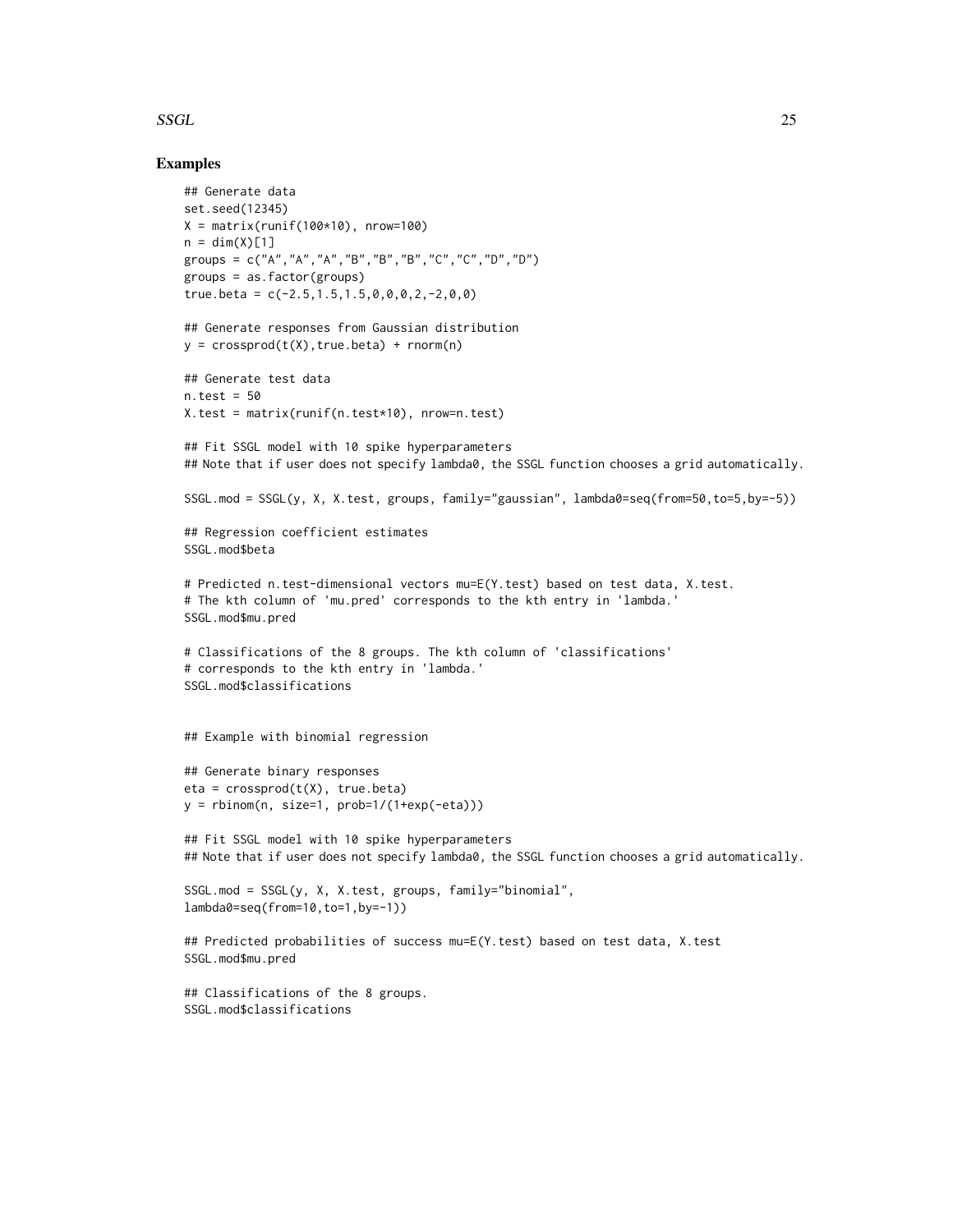## Examples

```
## Generate data
set.seed(12345)
X = matrix(runif(100*10), nrow=100)
n = dim(X)[1]
groups = c("A","A","A","B","B","B","C","C","D","D")
groups = as.factor(groups)
true.beta = c(-2.5,1.5,1.5,0,0,0,2,-2,0,0)

## Generate responses from Gaussian distribution
y = crossprod(t(X),true.beta) + rnorm(n)

## Generate test data
n.test = 50
X.test = matrix(runif(n.test*10), nrow=n.test)

## Fit SSGL model with 10 spike hyperparameters
## Note that if user does not specify lambda0, the SSGL function chooses a grid automatically.

SSGL.mod = SSGL(y, X, X.test, groups, family="gaussian", lambda0=seq(from=50,to=5,by=-5))

## Regression coefficient estimates
SSGL.mod$beta

# Predicted n.test-dimensional vectors mu=E(Y.test) based on test data, X.test.
# The kth column of 'mu.pred' corresponds to the kth entry in 'lambda.'
SSGL.mod$mu.pred

# Classifications of the 8 groups. The kth column of 'classifications'
# corresponds to the kth entry in 'lambda.'
SSGL.mod$classifications


## Example with binomial regression

## Generate binary responses
eta = crossprod(t(X), true.beta)
y = rbinom(n, size=1, prob=1/(1+exp(-eta)))

## Fit SSGL model with 10 spike hyperparameters
## Note that if user does not specify lambda0, the SSGL function chooses a grid automatically.

SSGL.mod = SSGL(y, X, X.test, groups, family="binomial",
lambda0=seq(from=10,to=1,by=-1))

## Predicted probabilities of success mu=E(Y.test) based on test data, X.test
SSGL.mod$mu.pred

## Classifications of the 8 groups.
SSGL.mod$classifications
```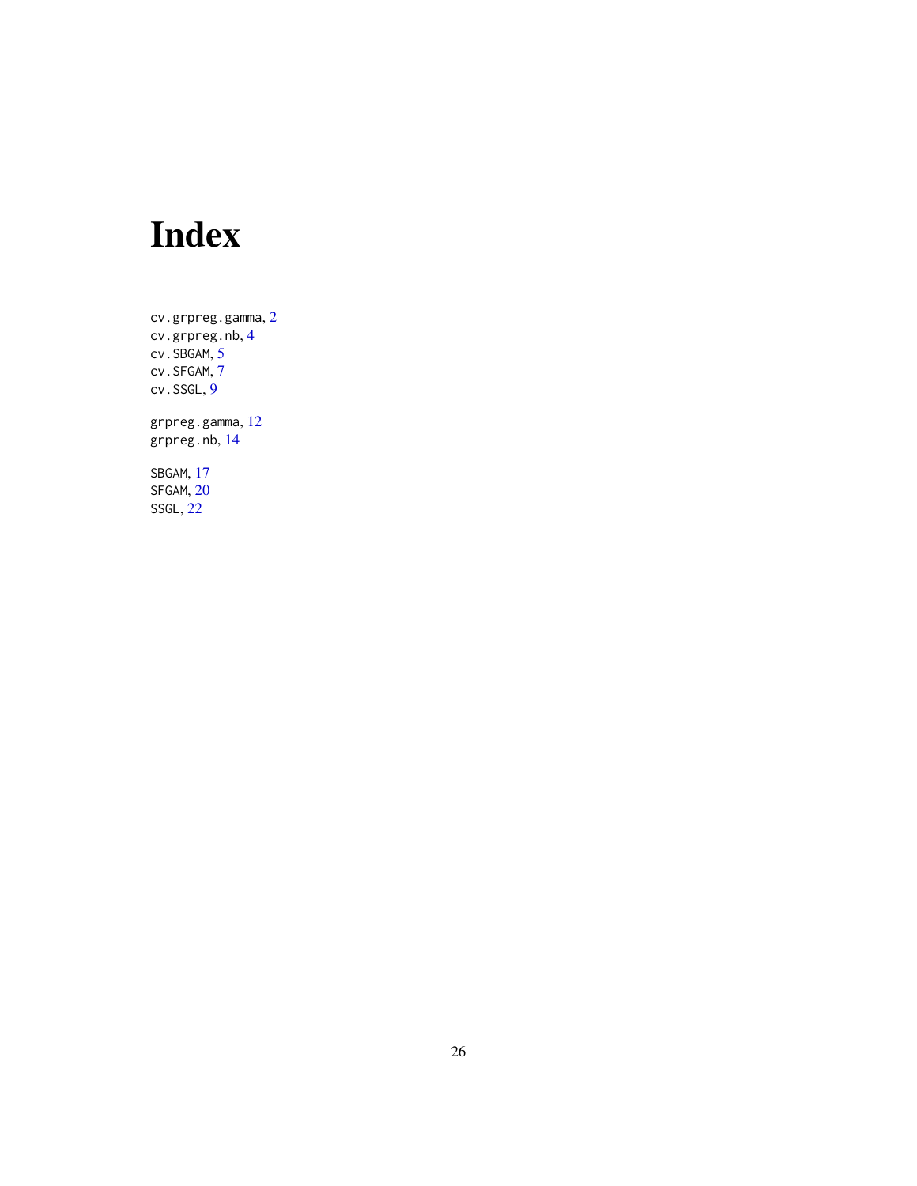# Index

cv.grpreg.gamma, 2
cv.grpreg.nb, 4
cv.SBGAM, 5
cv.SFGAM, 7
cv.SSGL, 9

grpreg.gamma, 12
grpreg.nb, 14

SBGAM, 17
SFGAM, 20
SSGL, 22